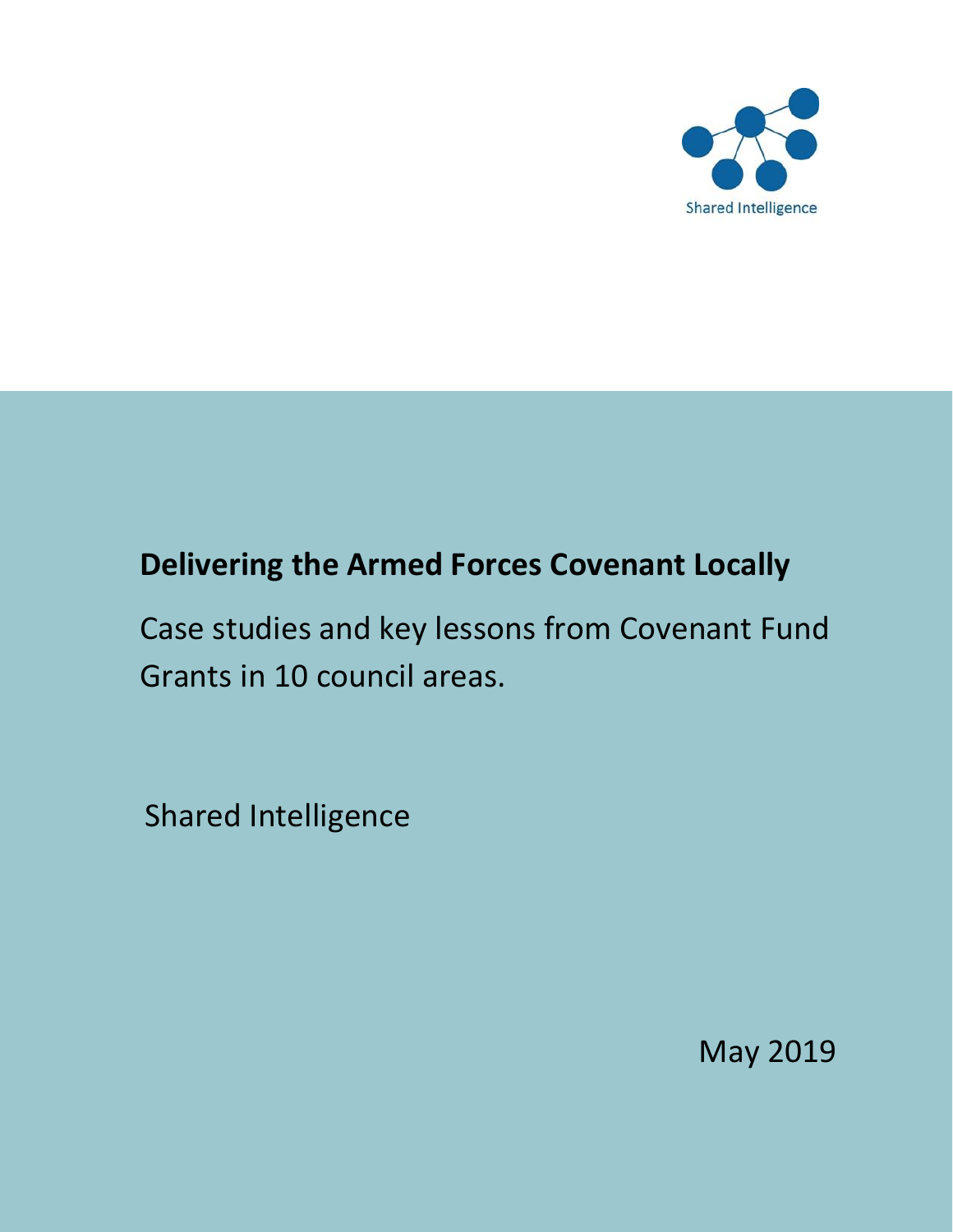Shared Intelligence

# Delivering the Armed Forces Covenant Locally

Case studies and key lessons from Covenant Fund Grants in 10 council areas.

Shared Intelligence

May 2019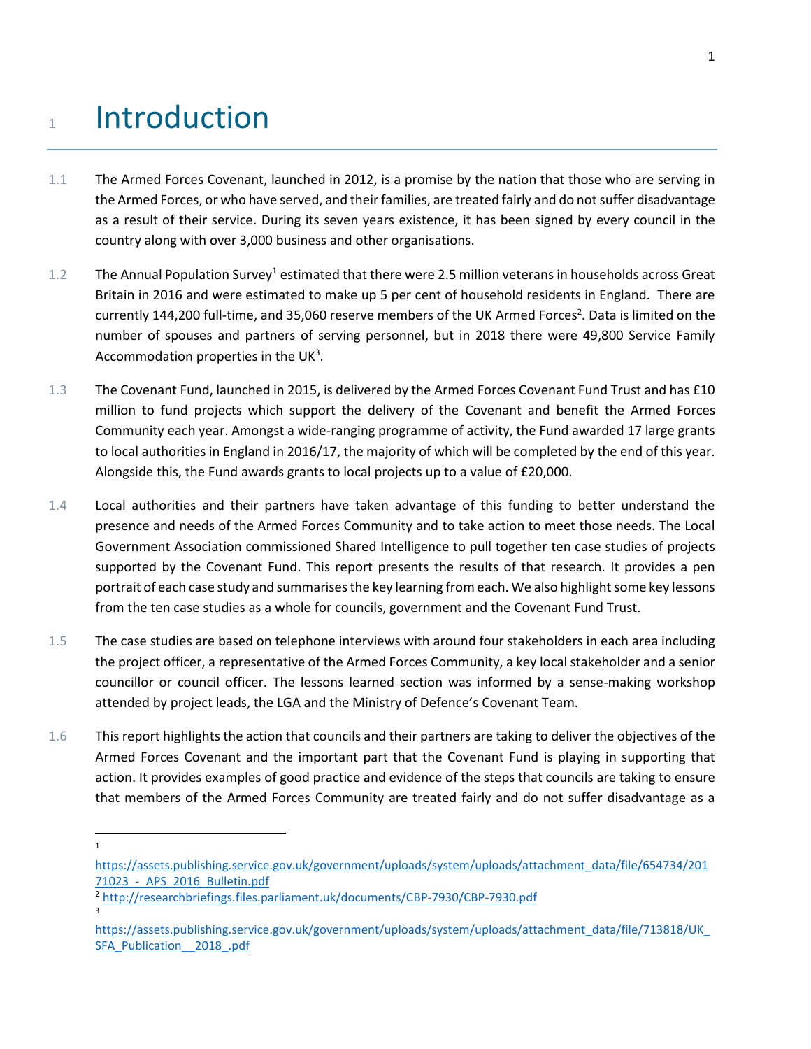# 1 Introduction

1.1 The Armed Forces Covenant, launched in 2012, is a promise by the nation that those who are serving in the Armed Forces, or who have served, and their families, are treated fairly and do not suffer disadvantage as a result of their service. During its seven years existence, it has been signed by every council in the country along with over 3,000 business and other organisations.

1.2 The Annual Population Survey[1] estimated that there were 2.5 million veterans in households across Great Britain in 2016 and were estimated to make up 5 per cent of household residents in England. There are currently 144,200 full-time, and 35,060 reserve members of the UK Armed Forces[2]. Data is limited on the number of spouses and partners of serving personnel, but in 2018 there were 49,800 Service Family Accommodation properties in the UK[3].

1.3 The Covenant Fund, launched in 2015, is delivered by the Armed Forces Covenant Fund Trust and has £10 million to fund projects which support the delivery of the Covenant and benefit the Armed Forces Community each year. Amongst a wide-ranging programme of activity, the Fund awarded 17 large grants to local authorities in England in 2016/17, the majority of which will be completed by the end of this year. Alongside this, the Fund awards grants to local projects up to a value of £20,000.

1.4 Local authorities and their partners have taken advantage of this funding to better understand the presence and needs of the Armed Forces Community and to take action to meet those needs. The Local Government Association commissioned Shared Intelligence to pull together ten case studies of projects supported by the Covenant Fund. This report presents the results of that research. It provides a pen portrait of each case study and summarises the key learning from each. We also highlight some key lessons from the ten case studies as a whole for councils, government and the Covenant Fund Trust.

1.5 The case studies are based on telephone interviews with around four stakeholders in each area including the project officer, a representative of the Armed Forces Community, a key local stakeholder and a senior councillor or council officer. The lessons learned section was informed by a sense-making workshop attended by project leads, the LGA and the Ministry of Defence's Covenant Team.

1.6 This report highlights the action that councils and their partners are taking to deliver the objectives of the Armed Forces Covenant and the important part that the Covenant Fund is playing in supporting that action. It provides examples of good practice and evidence of the steps that councils are taking to ensure that members of the Armed Forces Community are treated fairly and do not suffer disadvantage as a

---

[1] https://assets.publishing.service.gov.uk/government/uploads/system/uploads/attachment_data/file/654734/20171023_-_APS_2016_Bulletin.pdf

[2] http://researchbriefings.files.parliament.uk/documents/CBP-7930/CBP-7930.pdf

[3] https://assets.publishing.service.gov.uk/government/uploads/system/uploads/attachment_data/file/713818/UK_SFA_Publication__2018_.pdf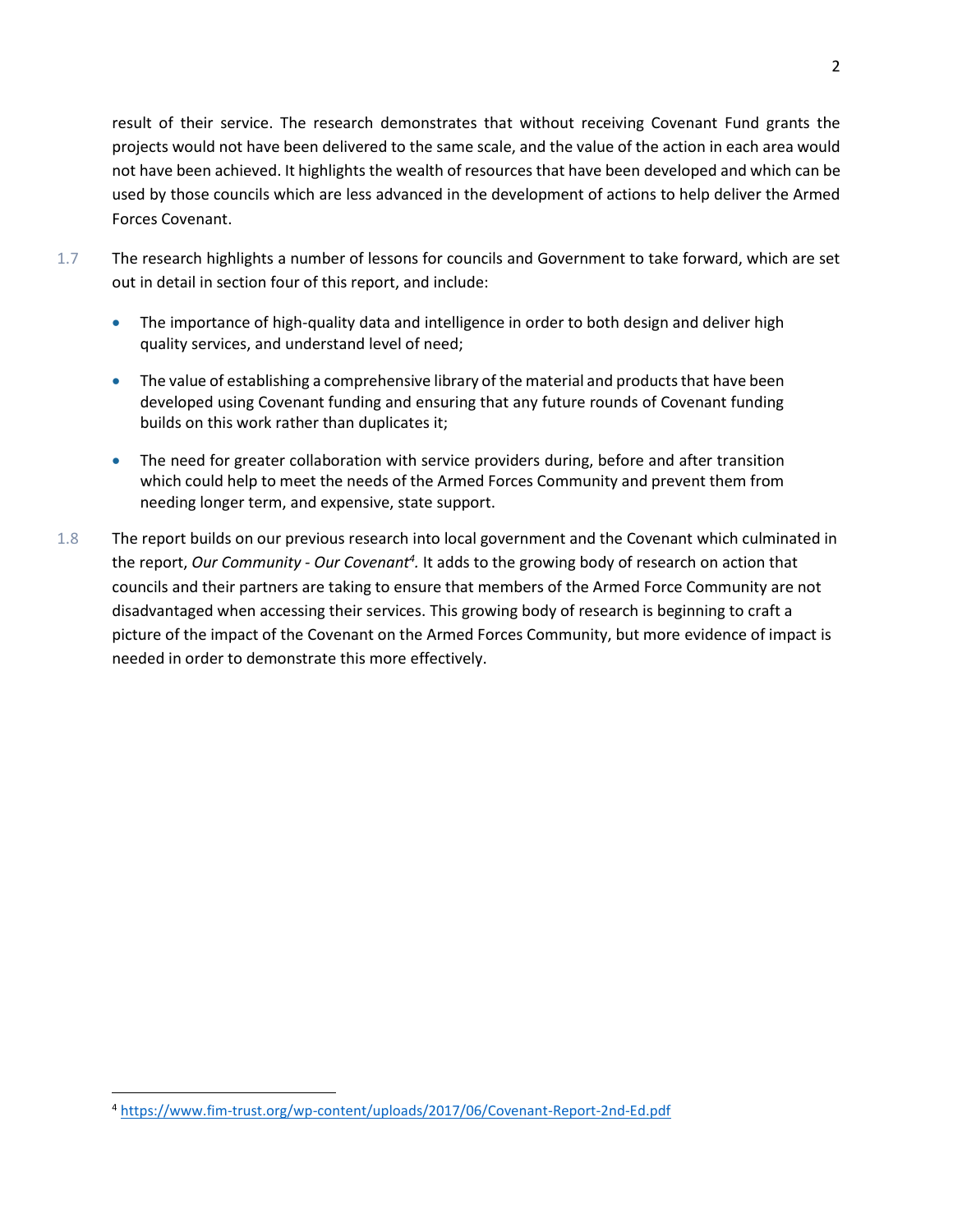result of their service. The research demonstrates that without receiving Covenant Fund grants the projects would not have been delivered to the same scale, and the value of the action in each area would not have been achieved. It highlights the wealth of resources that have been developed and which can be used by those councils which are less advanced in the development of actions to help deliver the Armed Forces Covenant.

1.7 The research highlights a number of lessons for councils and Government to take forward, which are set out in detail in section four of this report, and include:

- The importance of high-quality data and intelligence in order to both design and deliver high quality services, and understand level of need;
- The value of establishing a comprehensive library of the material and products that have been developed using Covenant funding and ensuring that any future rounds of Covenant funding builds on this work rather than duplicates it;
- The need for greater collaboration with service providers during, before and after transition which could help to meet the needs of the Armed Forces Community and prevent them from needing longer term, and expensive, state support.

1.8 The report builds on our previous research into local government and the Covenant which culminated in the report, *Our Community - Our Covenant*[4]. It adds to the growing body of research on action that councils and their partners are taking to ensure that members of the Armed Force Community are not disadvantaged when accessing their services. This growing body of research is beginning to craft a picture of the impact of the Covenant on the Armed Forces Community, but more evidence of impact is needed in order to demonstrate this more effectively.

---

[4] https://www.fim-trust.org/wp-content/uploads/2017/06/Covenant-Report-2nd-Ed.pdf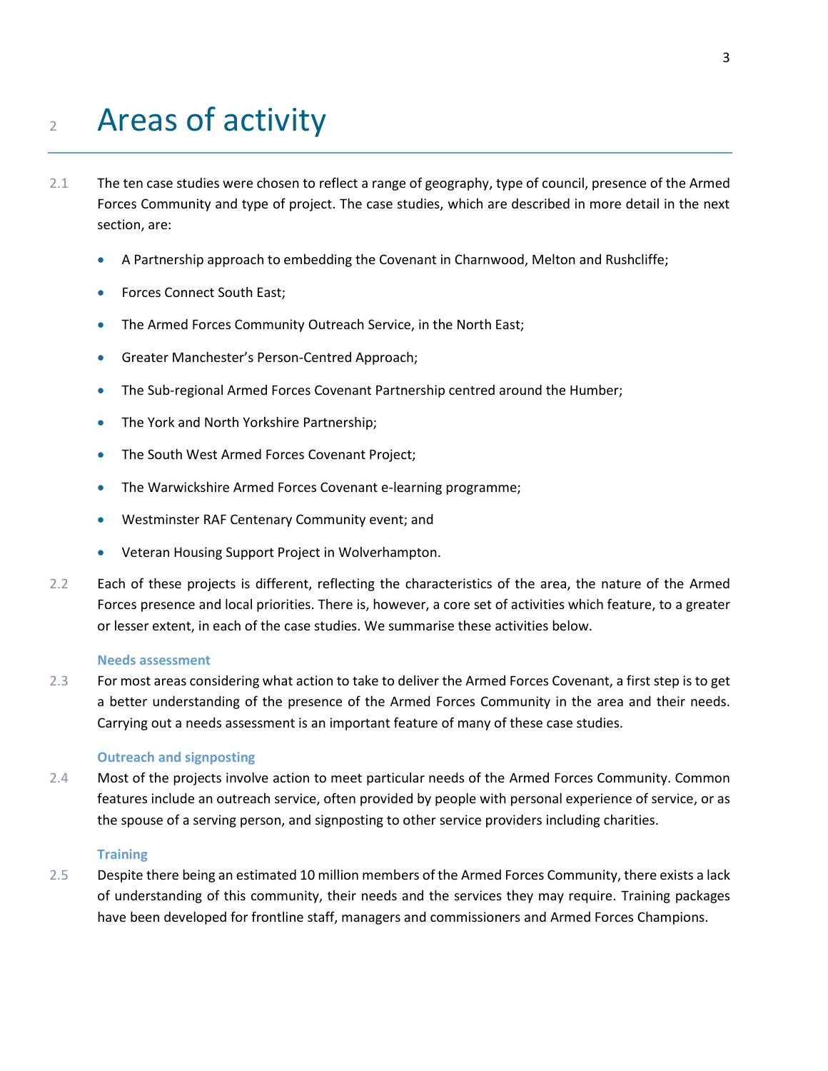# 2 Areas of activity

2.1 The ten case studies were chosen to reflect a range of geography, type of council, presence of the Armed Forces Community and type of project. The case studies, which are described in more detail in the next section, are:

- A Partnership approach to embedding the Covenant in Charnwood, Melton and Rushcliffe;
- Forces Connect South East;
- The Armed Forces Community Outreach Service, in the North East;
- Greater Manchester's Person-Centred Approach;
- The Sub-regional Armed Forces Covenant Partnership centred around the Humber;
- The York and North Yorkshire Partnership;
- The South West Armed Forces Covenant Project;
- The Warwickshire Armed Forces Covenant e-learning programme;
- Westminster RAF Centenary Community event; and
- Veteran Housing Support Project in Wolverhampton.

2.2 Each of these projects is different, reflecting the characteristics of the area, the nature of the Armed Forces presence and local priorities. There is, however, a core set of activities which feature, to a greater or lesser extent, in each of the case studies. We summarise these activities below.

### Needs assessment

2.3 For most areas considering what action to take to deliver the Armed Forces Covenant, a first step is to get a better understanding of the presence of the Armed Forces Community in the area and their needs. Carrying out a needs assessment is an important feature of many of these case studies.

### Outreach and signposting

2.4 Most of the projects involve action to meet particular needs of the Armed Forces Community. Common features include an outreach service, often provided by people with personal experience of service, or as the spouse of a serving person, and signposting to other service providers including charities.

### Training

2.5 Despite there being an estimated 10 million members of the Armed Forces Community, there exists a lack of understanding of this community, their needs and the services they may require. Training packages have been developed for frontline staff, managers and commissioners and Armed Forces Champions.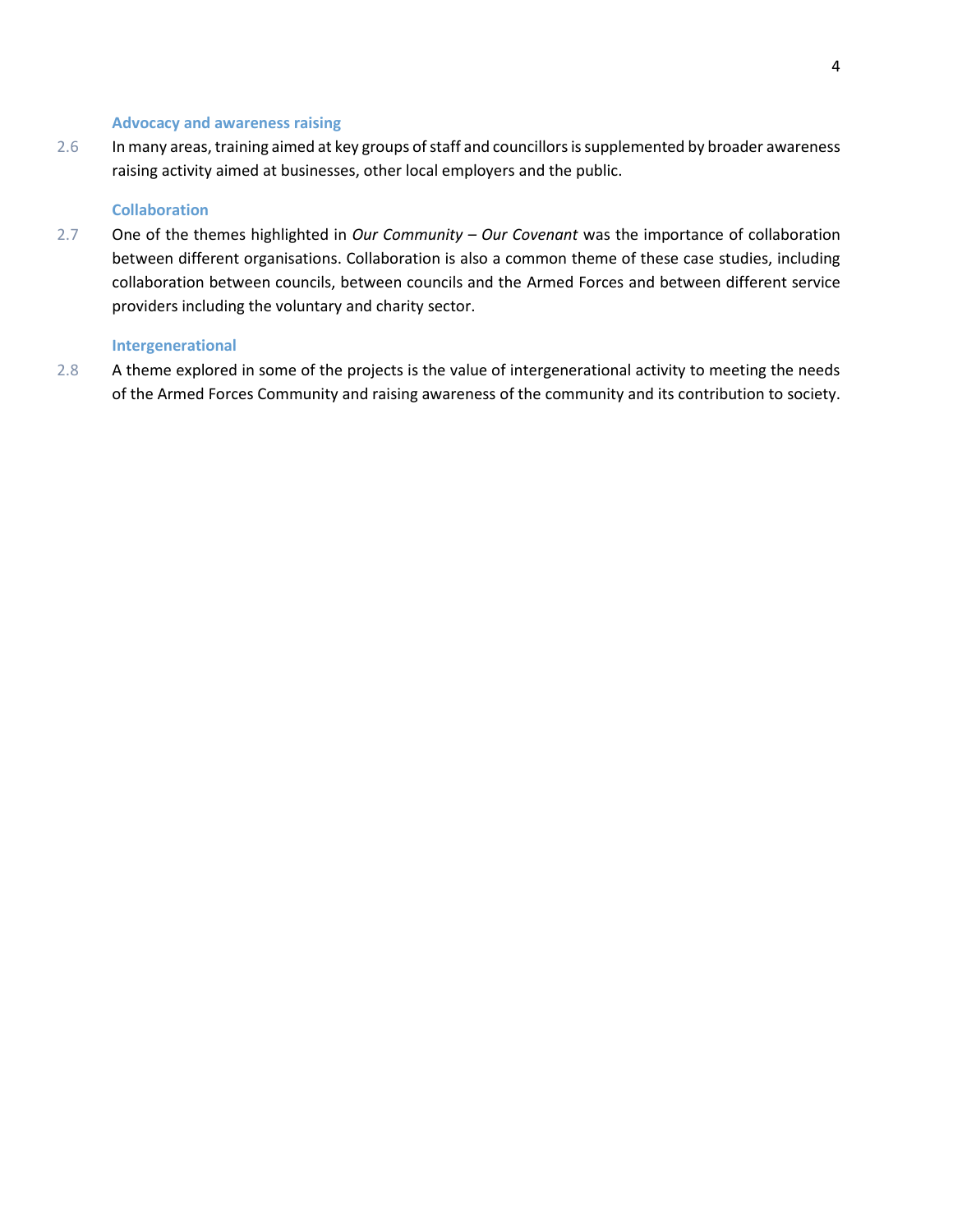### Advocacy and awareness raising

2.6 In many areas, training aimed at key groups of staff and councillors is supplemented by broader awareness raising activity aimed at businesses, other local employers and the public.

### Collaboration

2.7 One of the themes highlighted in *Our Community – Our Covenant* was the importance of collaboration between different organisations. Collaboration is also a common theme of these case studies, including collaboration between councils, between councils and the Armed Forces and between different service providers including the voluntary and charity sector.

### Intergenerational

2.8 A theme explored in some of the projects is the value of intergenerational activity to meeting the needs of the Armed Forces Community and raising awareness of the community and its contribution to society.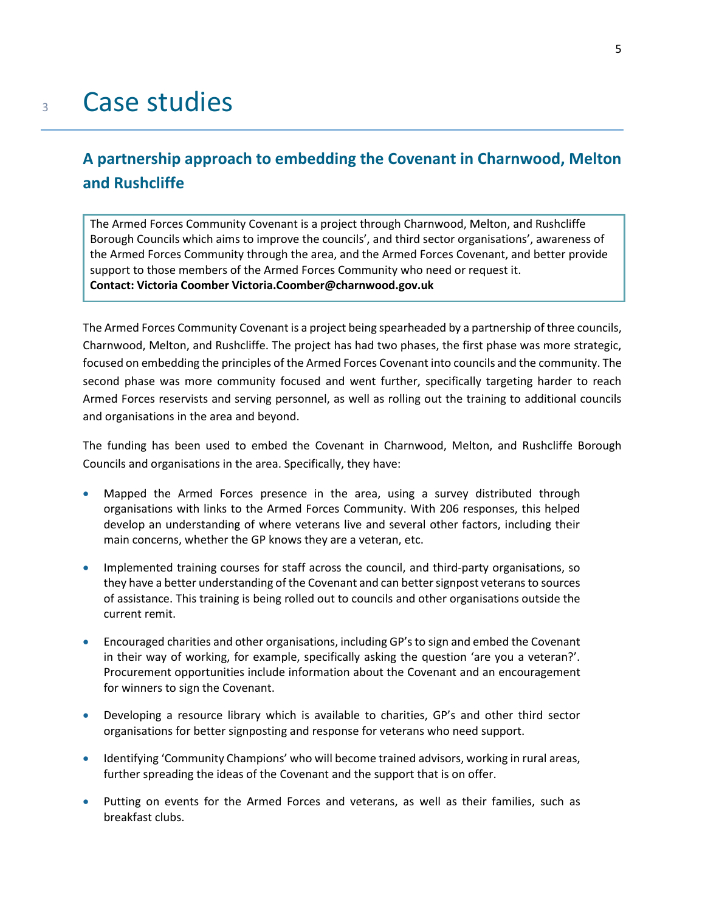# 3 Case studies

## A partnership approach to embedding the Covenant in Charnwood, Melton and Rushcliffe

The Armed Forces Community Covenant is a project through Charnwood, Melton, and Rushcliffe Borough Councils which aims to improve the councils', and third sector organisations', awareness of the Armed Forces Community through the area, and the Armed Forces Covenant, and better provide support to those members of the Armed Forces Community who need or request it.
**Contact: Victoria Coomber Victoria.Coomber@charnwood.gov.uk**

The Armed Forces Community Covenant is a project being spearheaded by a partnership of three councils, Charnwood, Melton, and Rushcliffe. The project has had two phases, the first phase was more strategic, focused on embedding the principles of the Armed Forces Covenant into councils and the community. The second phase was more community focused and went further, specifically targeting harder to reach Armed Forces reservists and serving personnel, as well as rolling out the training to additional councils and organisations in the area and beyond.

The funding has been used to embed the Covenant in Charnwood, Melton, and Rushcliffe Borough Councils and organisations in the area. Specifically, they have:

- Mapped the Armed Forces presence in the area, using a survey distributed through organisations with links to the Armed Forces Community. With 206 responses, this helped develop an understanding of where veterans live and several other factors, including their main concerns, whether the GP knows they are a veteran, etc.
- Implemented training courses for staff across the council, and third-party organisations, so they have a better understanding of the Covenant and can better signpost veterans to sources of assistance. This training is being rolled out to councils and other organisations outside the current remit.
- Encouraged charities and other organisations, including GP's to sign and embed the Covenant in their way of working, for example, specifically asking the question 'are you a veteran?'. Procurement opportunities include information about the Covenant and an encouragement for winners to sign the Covenant.
- Developing a resource library which is available to charities, GP's and other third sector organisations for better signposting and response for veterans who need support.
- Identifying 'Community Champions' who will become trained advisors, working in rural areas, further spreading the ideas of the Covenant and the support that is on offer.
- Putting on events for the Armed Forces and veterans, as well as their families, such as breakfast clubs.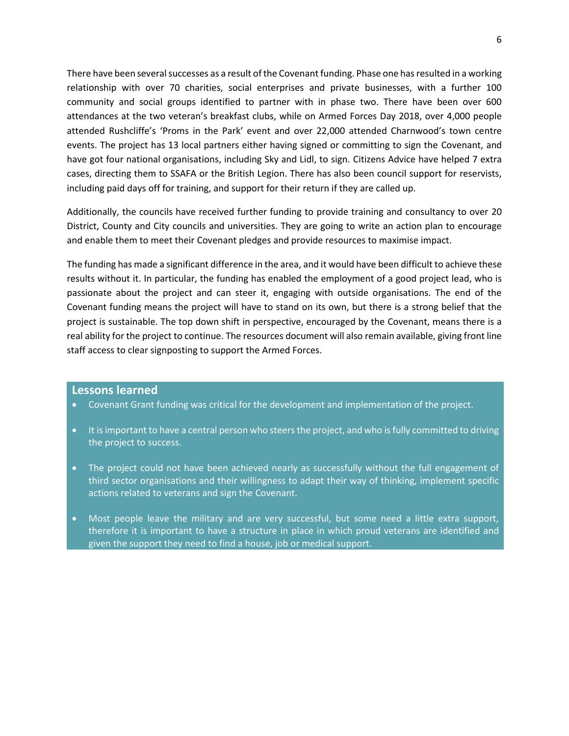There have been several successes as a result of the Covenant funding. Phase one has resulted in a working relationship with over 70 charities, social enterprises and private businesses, with a further 100 community and social groups identified to partner with in phase two. There have been over 600 attendances at the two veteran's breakfast clubs, while on Armed Forces Day 2018, over 4,000 people attended Rushcliffe's 'Proms in the Park' event and over 22,000 attended Charnwood's town centre events. The project has 13 local partners either having signed or committing to sign the Covenant, and have got four national organisations, including Sky and Lidl, to sign. Citizens Advice have helped 7 extra cases, directing them to SSAFA or the British Legion. There has also been council support for reservists, including paid days off for training, and support for their return if they are called up.

Additionally, the councils have received further funding to provide training and consultancy to over 20 District, County and City councils and universities. They are going to write an action plan to encourage and enable them to meet their Covenant pledges and provide resources to maximise impact.

The funding has made a significant difference in the area, and it would have been difficult to achieve these results without it. In particular, the funding has enabled the employment of a good project lead, who is passionate about the project and can steer it, engaging with outside organisations. The end of the Covenant funding means the project will have to stand on its own, but there is a strong belief that the project is sustainable. The top down shift in perspective, encouraged by the Covenant, means there is a real ability for the project to continue. The resources document will also remain available, giving front line staff access to clear signposting to support the Armed Forces.

## Lessons learned

- Covenant Grant funding was critical for the development and implementation of the project.
- It is important to have a central person who steers the project, and who is fully committed to driving the project to success.
- The project could not have been achieved nearly as successfully without the full engagement of third sector organisations and their willingness to adapt their way of thinking, implement specific actions related to veterans and sign the Covenant.
- Most people leave the military and are very successful, but some need a little extra support, therefore it is important to have a structure in place in which proud veterans are identified and given the support they need to find a house, job or medical support.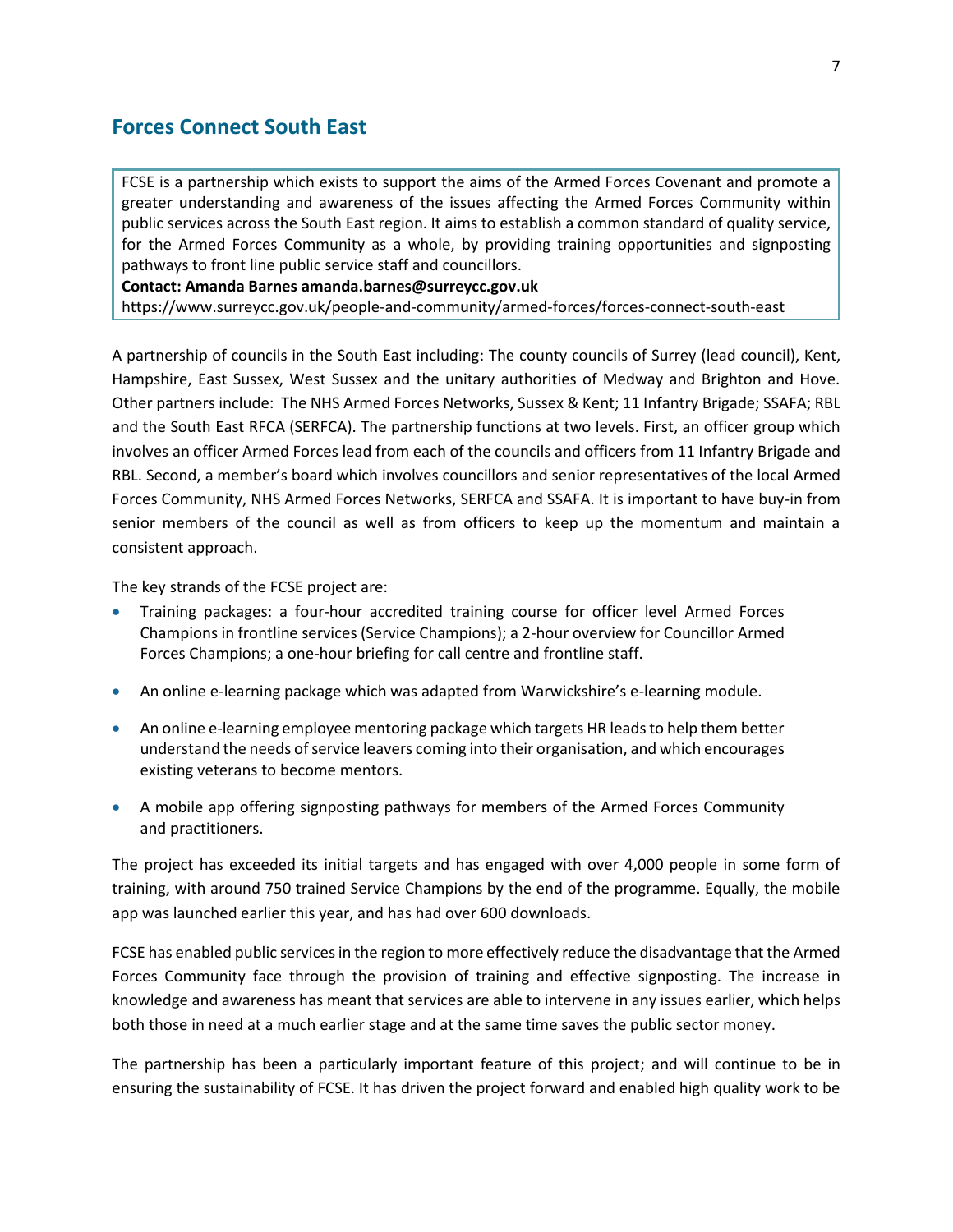## Forces Connect South East

FCSE is a partnership which exists to support the aims of the Armed Forces Covenant and promote a greater understanding and awareness of the issues affecting the Armed Forces Community within public services across the South East region. It aims to establish a common standard of quality service, for the Armed Forces Community as a whole, by providing training opportunities and signposting pathways to front line public service staff and councillors.

**Contact: Amanda Barnes amanda.barnes@surreycc.gov.uk**

https://www.surreycc.gov.uk/people-and-community/armed-forces/forces-connect-south-east

A partnership of councils in the South East including: The county councils of Surrey (lead council), Kent, Hampshire, East Sussex, West Sussex and the unitary authorities of Medway and Brighton and Hove. Other partners include: The NHS Armed Forces Networks, Sussex & Kent; 11 Infantry Brigade; SSAFA; RBL and the South East RFCA (SERFCA). The partnership functions at two levels. First, an officer group which involves an officer Armed Forces lead from each of the councils and officers from 11 Infantry Brigade and RBL. Second, a member's board which involves councillors and senior representatives of the local Armed Forces Community, NHS Armed Forces Networks, SERFCA and SSAFA. It is important to have buy-in from senior members of the council as well as from officers to keep up the momentum and maintain a consistent approach.

The key strands of the FCSE project are:

- Training packages: a four-hour accredited training course for officer level Armed Forces Champions in frontline services (Service Champions); a 2-hour overview for Councillor Armed Forces Champions; a one-hour briefing for call centre and frontline staff.
- An online e-learning package which was adapted from Warwickshire's e-learning module.
- An online e-learning employee mentoring package which targets HR leads to help them better understand the needs of service leavers coming into their organisation, and which encourages existing veterans to become mentors.
- A mobile app offering signposting pathways for members of the Armed Forces Community and practitioners.

The project has exceeded its initial targets and has engaged with over 4,000 people in some form of training, with around 750 trained Service Champions by the end of the programme. Equally, the mobile app was launched earlier this year, and has had over 600 downloads.

FCSE has enabled public services in the region to more effectively reduce the disadvantage that the Armed Forces Community face through the provision of training and effective signposting. The increase in knowledge and awareness has meant that services are able to intervene in any issues earlier, which helps both those in need at a much earlier stage and at the same time saves the public sector money.

The partnership has been a particularly important feature of this project; and will continue to be in ensuring the sustainability of FCSE. It has driven the project forward and enabled high quality work to be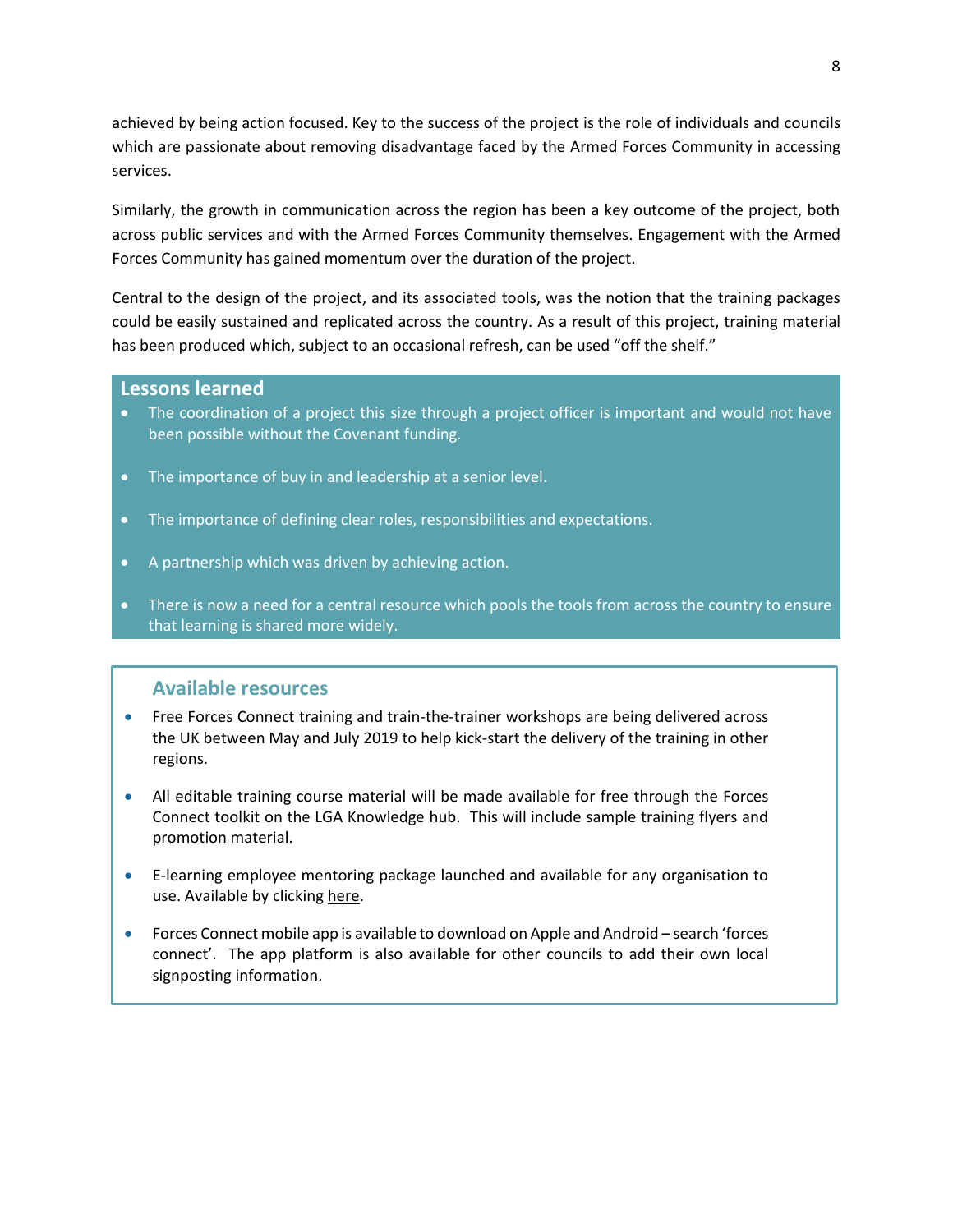achieved by being action focused. Key to the success of the project is the role of individuals and councils which are passionate about removing disadvantage faced by the Armed Forces Community in accessing services.

Similarly, the growth in communication across the region has been a key outcome of the project, both across public services and with the Armed Forces Community themselves. Engagement with the Armed Forces Community has gained momentum over the duration of the project.

Central to the design of the project, and its associated tools, was the notion that the training packages could be easily sustained and replicated across the country. As a result of this project, training material has been produced which, subject to an occasional refresh, can be used "off the shelf."

## Lessons learned

- The coordination of a project this size through a project officer is important and would not have been possible without the Covenant funding.
- The importance of buy in and leadership at a senior level.
- The importance of defining clear roles, responsibilities and expectations.
- A partnership which was driven by achieving action.
- There is now a need for a central resource which pools the tools from across the country to ensure that learning is shared more widely.

## Available resources

- Free Forces Connect training and train-the-trainer workshops are being delivered across the UK between May and July 2019 to help kick-start the delivery of the training in other regions.
- All editable training course material will be made available for free through the Forces Connect toolkit on the LGA Knowledge hub. This will include sample training flyers and promotion material.
- E-learning employee mentoring package launched and available for any organisation to use. Available by clicking here.
- Forces Connect mobile app is available to download on Apple and Android – search 'forces connect'. The app platform is also available for other councils to add their own local signposting information.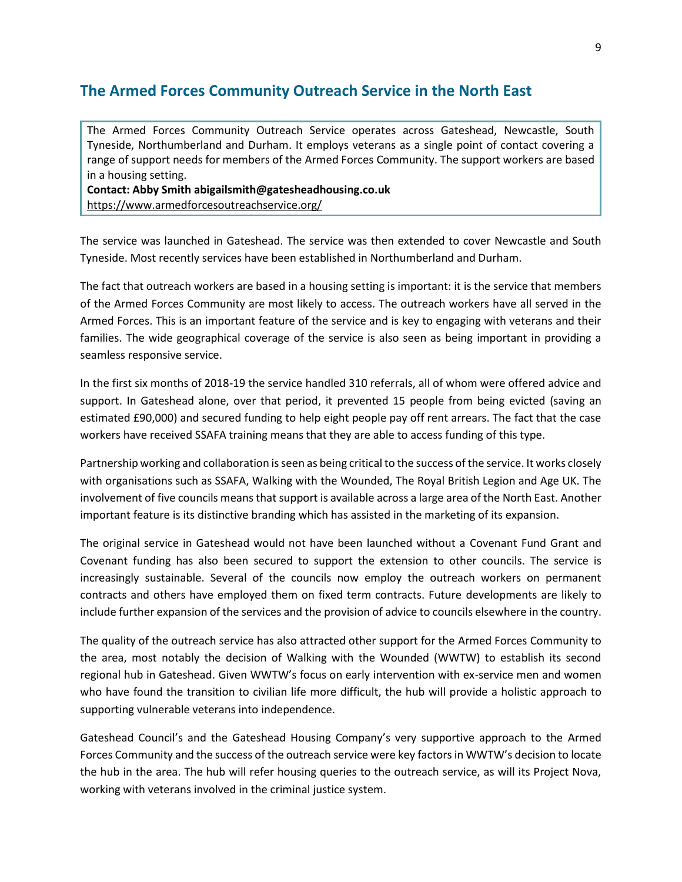## The Armed Forces Community Outreach Service in the North East

> The Armed Forces Community Outreach Service operates across Gateshead, Newcastle, South Tyneside, Northumberland and Durham. It employs veterans as a single point of contact covering a range of support needs for members of the Armed Forces Community. The support workers are based in a housing setting.
>
> **Contact: Abby Smith abigailsmith@gatesheadhousing.co.uk**
>
> https://www.armedforcesoutreachservice.org/

The service was launched in Gateshead. The service was then extended to cover Newcastle and South Tyneside. Most recently services have been established in Northumberland and Durham.

The fact that outreach workers are based in a housing setting is important: it is the service that members of the Armed Forces Community are most likely to access. The outreach workers have all served in the Armed Forces. This is an important feature of the service and is key to engaging with veterans and their families. The wide geographical coverage of the service is also seen as being important in providing a seamless responsive service.

In the first six months of 2018-19 the service handled 310 referrals, all of whom were offered advice and support. In Gateshead alone, over that period, it prevented 15 people from being evicted (saving an estimated £90,000) and secured funding to help eight people pay off rent arrears. The fact that the case workers have received SSAFA training means that they are able to access funding of this type.

Partnership working and collaboration is seen as being critical to the success of the service. It works closely with organisations such as SSAFA, Walking with the Wounded, The Royal British Legion and Age UK. The involvement of five councils means that support is available across a large area of the North East. Another important feature is its distinctive branding which has assisted in the marketing of its expansion.

The original service in Gateshead would not have been launched without a Covenant Fund Grant and Covenant funding has also been secured to support the extension to other councils. The service is increasingly sustainable. Several of the councils now employ the outreach workers on permanent contracts and others have employed them on fixed term contracts. Future developments are likely to include further expansion of the services and the provision of advice to councils elsewhere in the country.

The quality of the outreach service has also attracted other support for the Armed Forces Community to the area, most notably the decision of Walking with the Wounded (WWTW) to establish its second regional hub in Gateshead. Given WWTW's focus on early intervention with ex-service men and women who have found the transition to civilian life more difficult, the hub will provide a holistic approach to supporting vulnerable veterans into independence.

Gateshead Council's and the Gateshead Housing Company's very supportive approach to the Armed Forces Community and the success of the outreach service were key factors in WWTW's decision to locate the hub in the area. The hub will refer housing queries to the outreach service, as will its Project Nova, working with veterans involved in the criminal justice system.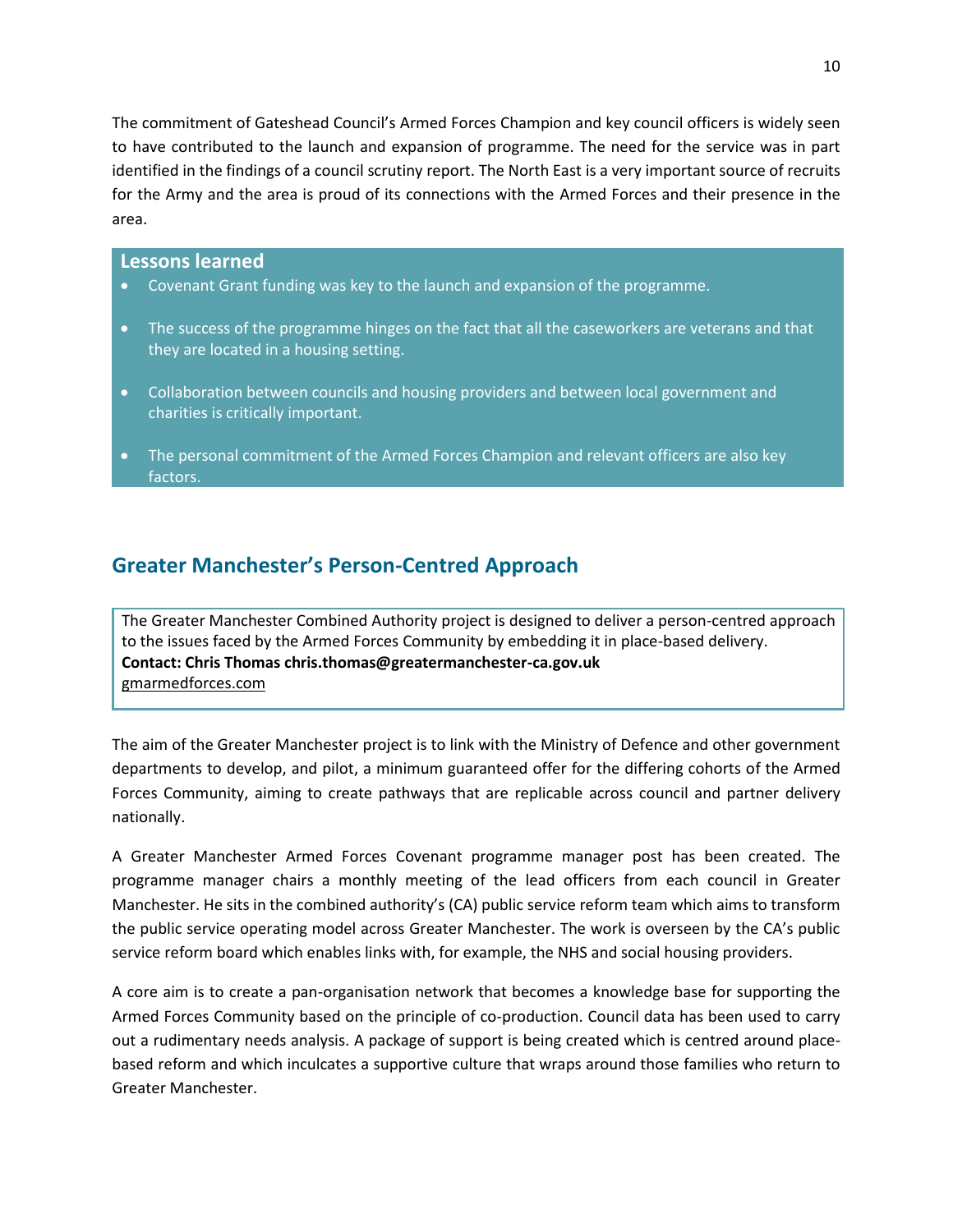The commitment of Gateshead Council's Armed Forces Champion and key council officers is widely seen to have contributed to the launch and expansion of programme. The need for the service was in part identified in the findings of a council scrutiny report. The North East is a very important source of recruits for the Army and the area is proud of its connections with the Armed Forces and their presence in the area.

**Lessons learned**

- Covenant Grant funding was key to the launch and expansion of the programme.
- The success of the programme hinges on the fact that all the caseworkers are veterans and that they are located in a housing setting.
- Collaboration between councils and housing providers and between local government and charities is critically important.
- The personal commitment of the Armed Forces Champion and relevant officers are also key factors.

## Greater Manchester's Person-Centred Approach

The Greater Manchester Combined Authority project is designed to deliver a person-centred approach to the issues faced by the Armed Forces Community by embedding it in place-based delivery.
**Contact: Chris Thomas chris.thomas@greatermanchester-ca.gov.uk**
gmarmedforces.com

The aim of the Greater Manchester project is to link with the Ministry of Defence and other government departments to develop, and pilot, a minimum guaranteed offer for the differing cohorts of the Armed Forces Community, aiming to create pathways that are replicable across council and partner delivery nationally.

A Greater Manchester Armed Forces Covenant programme manager post has been created. The programme manager chairs a monthly meeting of the lead officers from each council in Greater Manchester. He sits in the combined authority's (CA) public service reform team which aims to transform the public service operating model across Greater Manchester. The work is overseen by the CA's public service reform board which enables links with, for example, the NHS and social housing providers.

A core aim is to create a pan-organisation network that becomes a knowledge base for supporting the Armed Forces Community based on the principle of co-production. Council data has been used to carry out a rudimentary needs analysis. A package of support is being created which is centred around place-based reform and which inculcates a supportive culture that wraps around those families who return to Greater Manchester.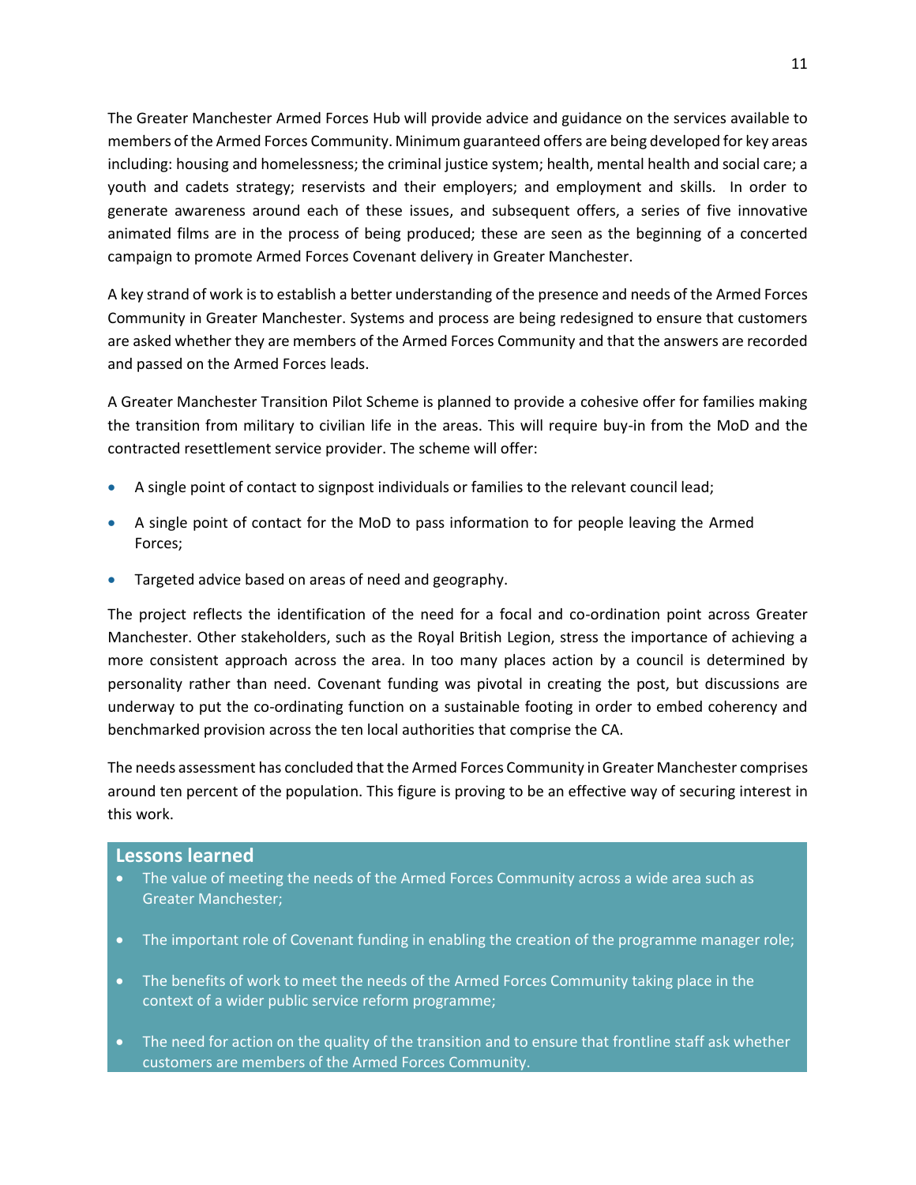The Greater Manchester Armed Forces Hub will provide advice and guidance on the services available to members of the Armed Forces Community. Minimum guaranteed offers are being developed for key areas including: housing and homelessness; the criminal justice system; health, mental health and social care; a youth and cadets strategy; reservists and their employers; and employment and skills. In order to generate awareness around each of these issues, and subsequent offers, a series of five innovative animated films are in the process of being produced; these are seen as the beginning of a concerted campaign to promote Armed Forces Covenant delivery in Greater Manchester.

A key strand of work is to establish a better understanding of the presence and needs of the Armed Forces Community in Greater Manchester. Systems and process are being redesigned to ensure that customers are asked whether they are members of the Armed Forces Community and that the answers are recorded and passed on the Armed Forces leads.

A Greater Manchester Transition Pilot Scheme is planned to provide a cohesive offer for families making the transition from military to civilian life in the areas. This will require buy-in from the MoD and the contracted resettlement service provider. The scheme will offer:

- A single point of contact to signpost individuals or families to the relevant council lead;
- A single point of contact for the MoD to pass information to for people leaving the Armed Forces;
- Targeted advice based on areas of need and geography.

The project reflects the identification of the need for a focal and co-ordination point across Greater Manchester. Other stakeholders, such as the Royal British Legion, stress the importance of achieving a more consistent approach across the area. In too many places action by a council is determined by personality rather than need. Covenant funding was pivotal in creating the post, but discussions are underway to put the co-ordinating function on a sustainable footing in order to embed coherency and benchmarked provision across the ten local authorities that comprise the CA.

The needs assessment has concluded that the Armed Forces Community in Greater Manchester comprises around ten percent of the population. This figure is proving to be an effective way of securing interest in this work.

## Lessons learned

- The value of meeting the needs of the Armed Forces Community across a wide area such as Greater Manchester;
- The important role of Covenant funding in enabling the creation of the programme manager role;
- The benefits of work to meet the needs of the Armed Forces Community taking place in the context of a wider public service reform programme;
- The need for action on the quality of the transition and to ensure that frontline staff ask whether customers are members of the Armed Forces Community.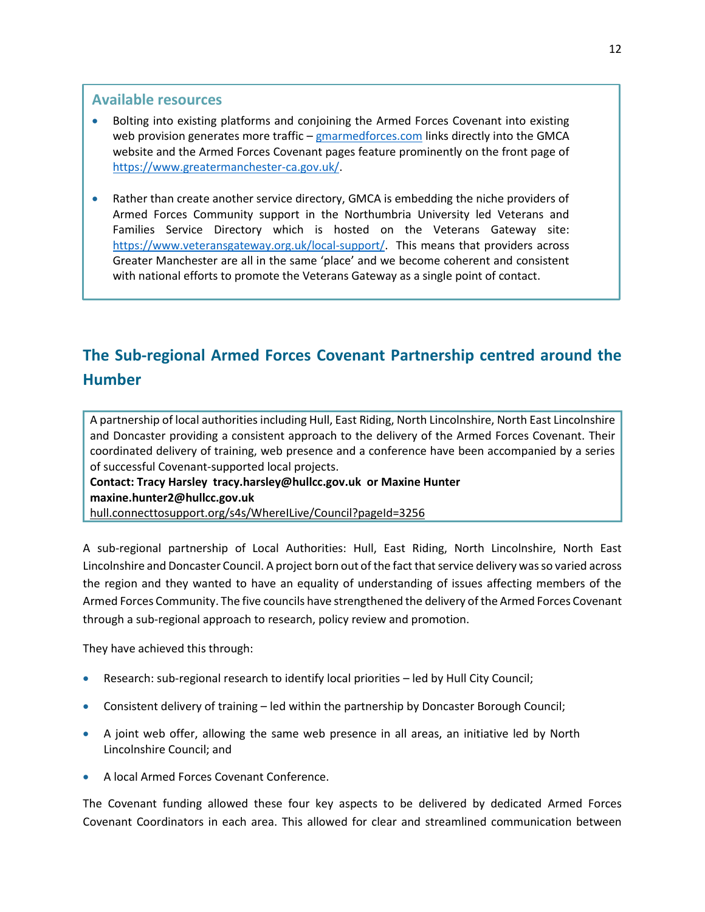**Available resources**

- Bolting into existing platforms and conjoining the Armed Forces Covenant into existing web provision generates more traffic – gmarmedforces.com links directly into the GMCA website and the Armed Forces Covenant pages feature prominently on the front page of https://www.greatermanchester-ca.gov.uk/.

- Rather than create another service directory, GMCA is embedding the niche providers of Armed Forces Community support in the Northumbria University led Veterans and Families Service Directory which is hosted on the Veterans Gateway site: https://www.veteransgateway.org.uk/local-support/. This means that providers across Greater Manchester are all in the same 'place' and we become coherent and consistent with national efforts to promote the Veterans Gateway as a single point of contact.

## The Sub-regional Armed Forces Covenant Partnership centred around the Humber

A partnership of local authorities including Hull, East Riding, North Lincolnshire, North East Lincolnshire and Doncaster providing a consistent approach to the delivery of the Armed Forces Covenant. Their coordinated delivery of training, web presence and a conference have been accompanied by a series of successful Covenant-supported local projects.
**Contact: Tracy Harsley tracy.harsley@hullcc.gov.uk or Maxine Hunter maxine.hunter2@hullcc.gov.uk**
hull.connecttosupport.org/s4s/WhereILive/Council?pageId=3256

A sub-regional partnership of Local Authorities: Hull, East Riding, North Lincolnshire, North East Lincolnshire and Doncaster Council. A project born out of the fact that service delivery was so varied across the region and they wanted to have an equality of understanding of issues affecting members of the Armed Forces Community. The five councils have strengthened the delivery of the Armed Forces Covenant through a sub-regional approach to research, policy review and promotion.

They have achieved this through:

- Research: sub-regional research to identify local priorities – led by Hull City Council;
- Consistent delivery of training – led within the partnership by Doncaster Borough Council;
- A joint web offer, allowing the same web presence in all areas, an initiative led by North Lincolnshire Council; and
- A local Armed Forces Covenant Conference.

The Covenant funding allowed these four key aspects to be delivered by dedicated Armed Forces Covenant Coordinators in each area. This allowed for clear and streamlined communication between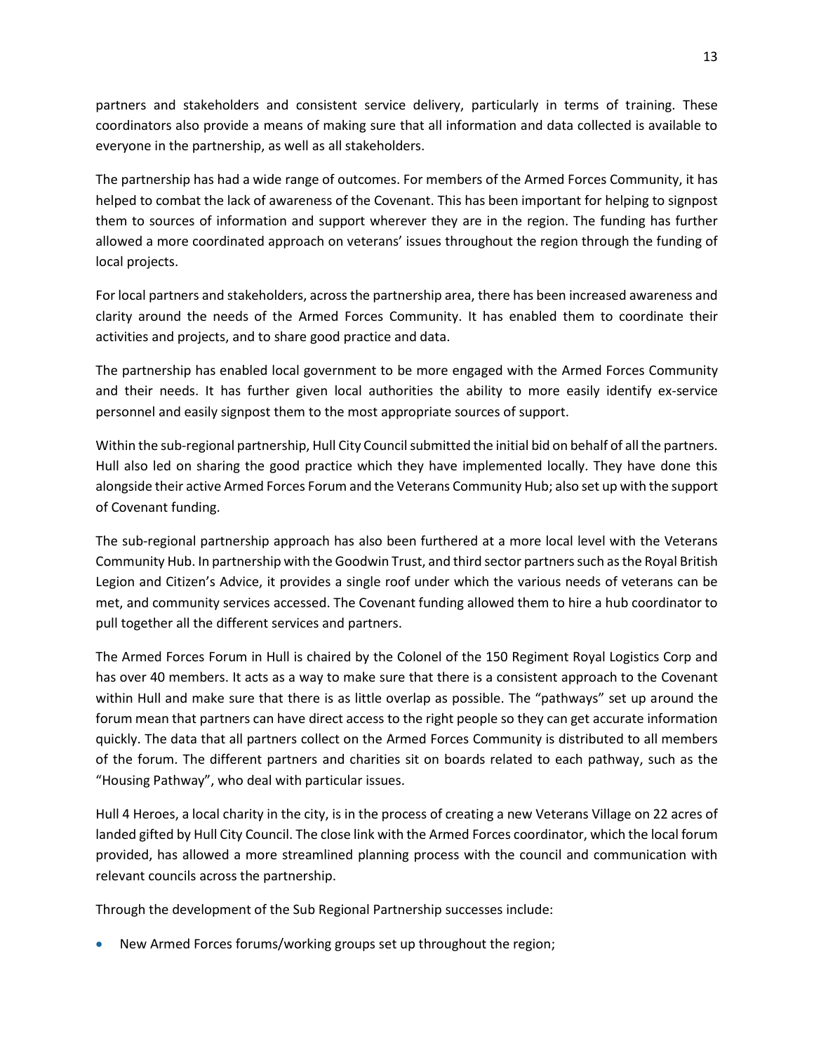partners and stakeholders and consistent service delivery, particularly in terms of training. These coordinators also provide a means of making sure that all information and data collected is available to everyone in the partnership, as well as all stakeholders.

The partnership has had a wide range of outcomes. For members of the Armed Forces Community, it has helped to combat the lack of awareness of the Covenant. This has been important for helping to signpost them to sources of information and support wherever they are in the region. The funding has further allowed a more coordinated approach on veterans' issues throughout the region through the funding of local projects.

For local partners and stakeholders, across the partnership area, there has been increased awareness and clarity around the needs of the Armed Forces Community. It has enabled them to coordinate their activities and projects, and to share good practice and data.

The partnership has enabled local government to be more engaged with the Armed Forces Community and their needs. It has further given local authorities the ability to more easily identify ex-service personnel and easily signpost them to the most appropriate sources of support.

Within the sub-regional partnership, Hull City Council submitted the initial bid on behalf of all the partners. Hull also led on sharing the good practice which they have implemented locally. They have done this alongside their active Armed Forces Forum and the Veterans Community Hub; also set up with the support of Covenant funding.

The sub-regional partnership approach has also been furthered at a more local level with the Veterans Community Hub. In partnership with the Goodwin Trust, and third sector partners such as the Royal British Legion and Citizen's Advice, it provides a single roof under which the various needs of veterans can be met, and community services accessed. The Covenant funding allowed them to hire a hub coordinator to pull together all the different services and partners.

The Armed Forces Forum in Hull is chaired by the Colonel of the 150 Regiment Royal Logistics Corp and has over 40 members. It acts as a way to make sure that there is a consistent approach to the Covenant within Hull and make sure that there is as little overlap as possible. The "pathways" set up around the forum mean that partners can have direct access to the right people so they can get accurate information quickly. The data that all partners collect on the Armed Forces Community is distributed to all members of the forum. The different partners and charities sit on boards related to each pathway, such as the "Housing Pathway", who deal with particular issues.

Hull 4 Heroes, a local charity in the city, is in the process of creating a new Veterans Village on 22 acres of landed gifted by Hull City Council. The close link with the Armed Forces coordinator, which the local forum provided, has allowed a more streamlined planning process with the council and communication with relevant councils across the partnership.

Through the development of the Sub Regional Partnership successes include:

- New Armed Forces forums/working groups set up throughout the region;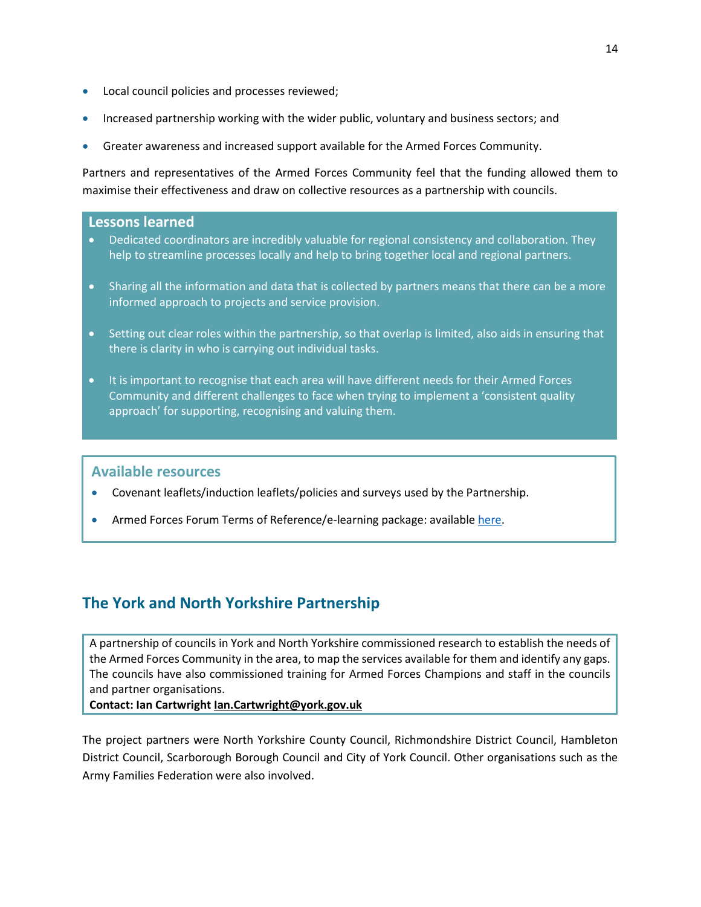- Local council policies and processes reviewed;
- Increased partnership working with the wider public, voluntary and business sectors; and
- Greater awareness and increased support available for the Armed Forces Community.

Partners and representatives of the Armed Forces Community feel that the funding allowed them to maximise their effectiveness and draw on collective resources as a partnership with councils.

### Lessons learned

- Dedicated coordinators are incredibly valuable for regional consistency and collaboration. They help to streamline processes locally and help to bring together local and regional partners.
- Sharing all the information and data that is collected by partners means that there can be a more informed approach to projects and service provision.
- Setting out clear roles within the partnership, so that overlap is limited, also aids in ensuring that there is clarity in who is carrying out individual tasks.
- It is important to recognise that each area will have different needs for their Armed Forces Community and different challenges to face when trying to implement a 'consistent quality approach' for supporting, recognising and valuing them.

### Available resources

- Covenant leaflets/induction leaflets/policies and surveys used by the Partnership.
- Armed Forces Forum Terms of Reference/e-learning package: available here.

## The York and North Yorkshire Partnership

A partnership of councils in York and North Yorkshire commissioned research to establish the needs of the Armed Forces Community in the area, to map the services available for them and identify any gaps. The councils have also commissioned training for Armed Forces Champions and staff in the councils and partner organisations.
**Contact: Ian Cartwright Ian.Cartwright@york.gov.uk**

The project partners were North Yorkshire County Council, Richmondshire District Council, Hambleton District Council, Scarborough Borough Council and City of York Council. Other organisations such as the Army Families Federation were also involved.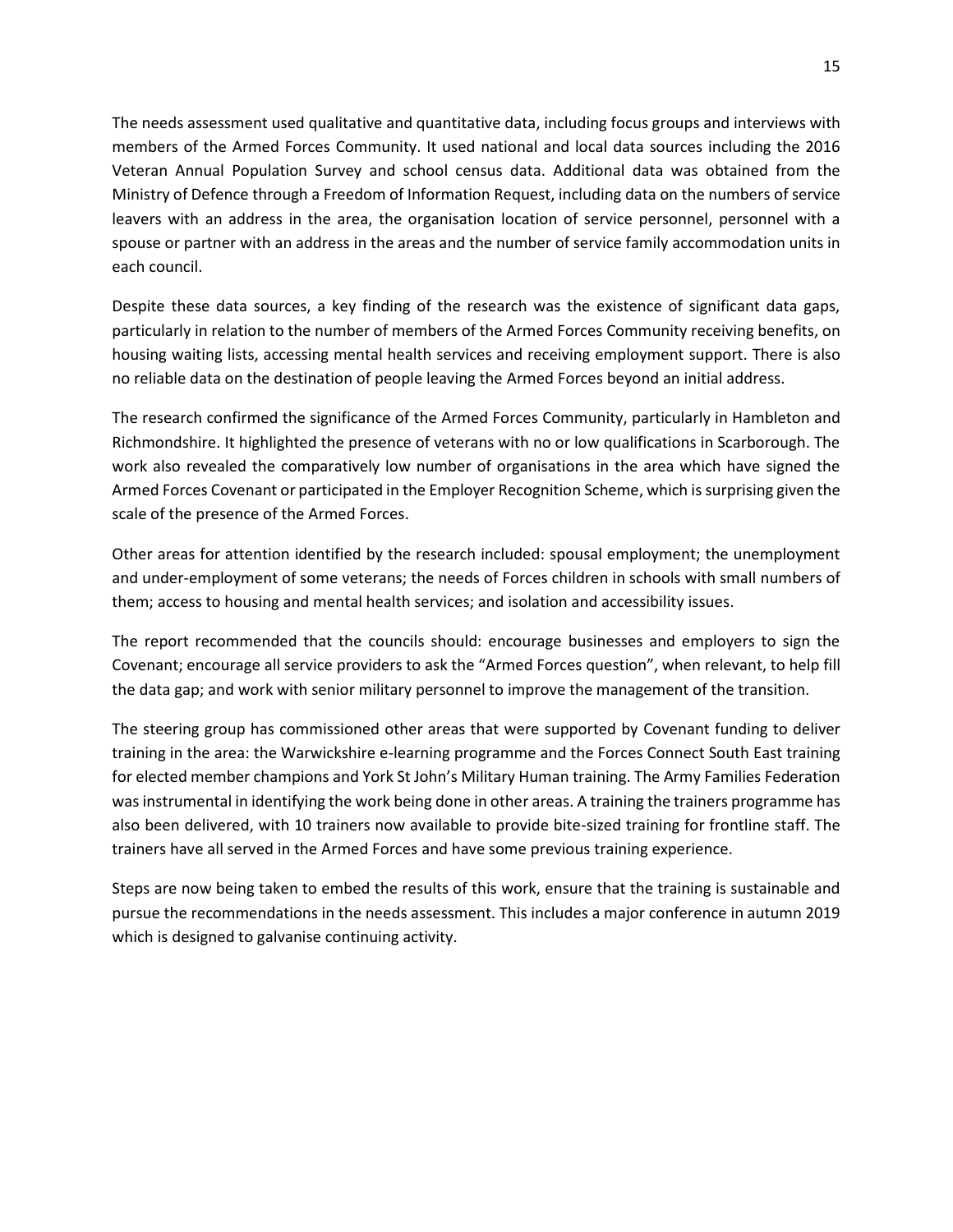The needs assessment used qualitative and quantitative data, including focus groups and interviews with members of the Armed Forces Community. It used national and local data sources including the 2016 Veteran Annual Population Survey and school census data. Additional data was obtained from the Ministry of Defence through a Freedom of Information Request, including data on the numbers of service leavers with an address in the area, the organisation location of service personnel, personnel with a spouse or partner with an address in the areas and the number of service family accommodation units in each council.

Despite these data sources, a key finding of the research was the existence of significant data gaps, particularly in relation to the number of members of the Armed Forces Community receiving benefits, on housing waiting lists, accessing mental health services and receiving employment support. There is also no reliable data on the destination of people leaving the Armed Forces beyond an initial address.

The research confirmed the significance of the Armed Forces Community, particularly in Hambleton and Richmondshire. It highlighted the presence of veterans with no or low qualifications in Scarborough. The work also revealed the comparatively low number of organisations in the area which have signed the Armed Forces Covenant or participated in the Employer Recognition Scheme, which is surprising given the scale of the presence of the Armed Forces.

Other areas for attention identified by the research included: spousal employment; the unemployment and under-employment of some veterans; the needs of Forces children in schools with small numbers of them; access to housing and mental health services; and isolation and accessibility issues.

The report recommended that the councils should: encourage businesses and employers to sign the Covenant; encourage all service providers to ask the "Armed Forces question", when relevant, to help fill the data gap; and work with senior military personnel to improve the management of the transition.

The steering group has commissioned other areas that were supported by Covenant funding to deliver training in the area: the Warwickshire e-learning programme and the Forces Connect South East training for elected member champions and York St John's Military Human training. The Army Families Federation was instrumental in identifying the work being done in other areas. A training the trainers programme has also been delivered, with 10 trainers now available to provide bite-sized training for frontline staff. The trainers have all served in the Armed Forces and have some previous training experience.

Steps are now being taken to embed the results of this work, ensure that the training is sustainable and pursue the recommendations in the needs assessment. This includes a major conference in autumn 2019 which is designed to galvanise continuing activity.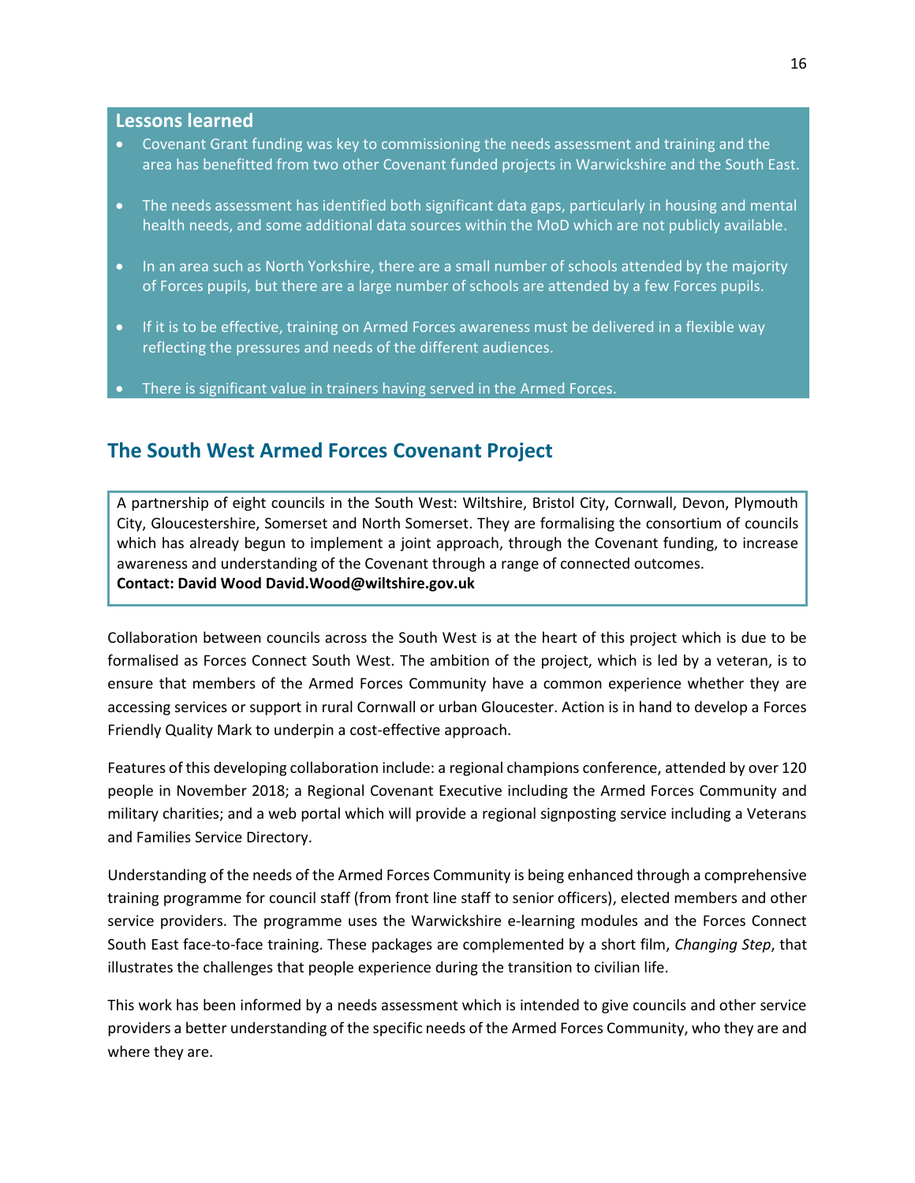### Lessons learned

- Covenant Grant funding was key to commissioning the needs assessment and training and the area has benefitted from two other Covenant funded projects in Warwickshire and the South East.
- The needs assessment has identified both significant data gaps, particularly in housing and mental health needs, and some additional data sources within the MoD which are not publicly available.
- In an area such as North Yorkshire, there are a small number of schools attended by the majority of Forces pupils, but there are a large number of schools are attended by a few Forces pupils.
- If it is to be effective, training on Armed Forces awareness must be delivered in a flexible way reflecting the pressures and needs of the different audiences.
- There is significant value in trainers having served in the Armed Forces.

## The South West Armed Forces Covenant Project

A partnership of eight councils in the South West: Wiltshire, Bristol City, Cornwall, Devon, Plymouth City, Gloucestershire, Somerset and North Somerset. They are formalising the consortium of councils which has already begun to implement a joint approach, through the Covenant funding, to increase awareness and understanding of the Covenant through a range of connected outcomes.
**Contact: David Wood David.Wood@wiltshire.gov.uk**

Collaboration between councils across the South West is at the heart of this project which is due to be formalised as Forces Connect South West. The ambition of the project, which is led by a veteran, is to ensure that members of the Armed Forces Community have a common experience whether they are accessing services or support in rural Cornwall or urban Gloucester. Action is in hand to develop a Forces Friendly Quality Mark to underpin a cost-effective approach.

Features of this developing collaboration include: a regional champions conference, attended by over 120 people in November 2018; a Regional Covenant Executive including the Armed Forces Community and military charities; and a web portal which will provide a regional signposting service including a Veterans and Families Service Directory.

Understanding of the needs of the Armed Forces Community is being enhanced through a comprehensive training programme for council staff (from front line staff to senior officers), elected members and other service providers. The programme uses the Warwickshire e-learning modules and the Forces Connect South East face-to-face training. These packages are complemented by a short film, *Changing Step*, that illustrates the challenges that people experience during the transition to civilian life.

This work has been informed by a needs assessment which is intended to give councils and other service providers a better understanding of the specific needs of the Armed Forces Community, who they are and where they are.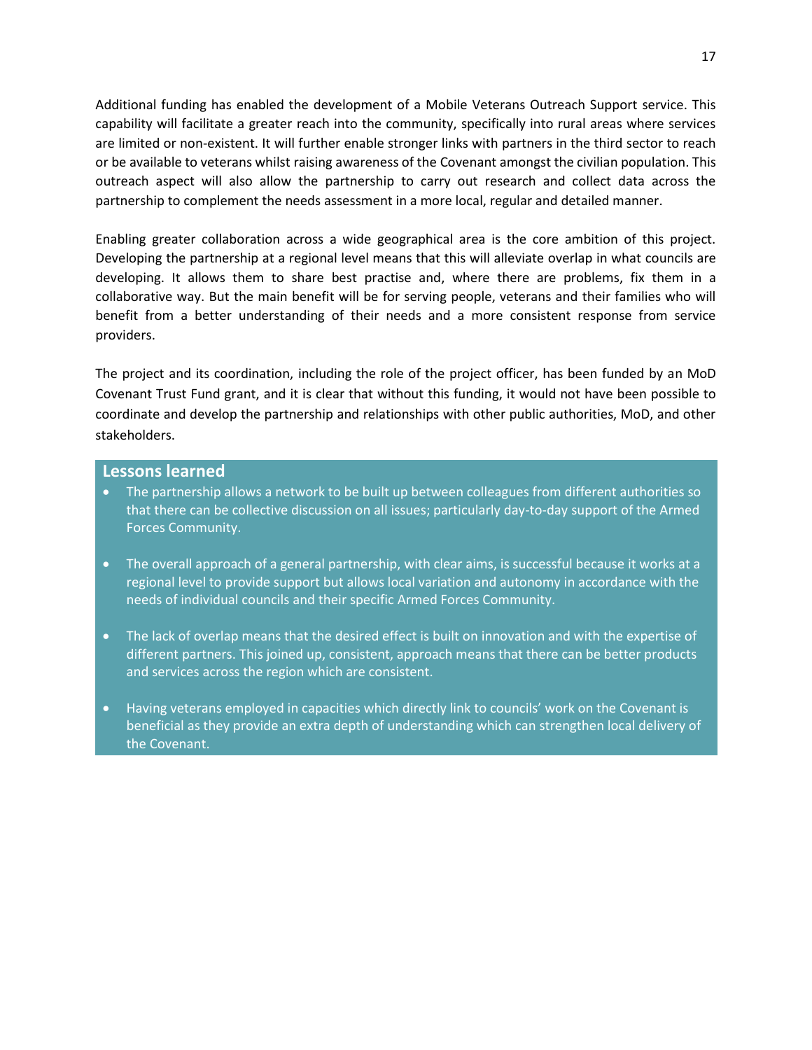Additional funding has enabled the development of a Mobile Veterans Outreach Support service. This capability will facilitate a greater reach into the community, specifically into rural areas where services are limited or non-existent. It will further enable stronger links with partners in the third sector to reach or be available to veterans whilst raising awareness of the Covenant amongst the civilian population. This outreach aspect will also allow the partnership to carry out research and collect data across the partnership to complement the needs assessment in a more local, regular and detailed manner.

Enabling greater collaboration across a wide geographical area is the core ambition of this project. Developing the partnership at a regional level means that this will alleviate overlap in what councils are developing. It allows them to share best practise and, where there are problems, fix them in a collaborative way. But the main benefit will be for serving people, veterans and their families who will benefit from a better understanding of their needs and a more consistent response from service providers.

The project and its coordination, including the role of the project officer, has been funded by an MoD Covenant Trust Fund grant, and it is clear that without this funding, it would not have been possible to coordinate and develop the partnership and relationships with other public authorities, MoD, and other stakeholders.

## Lessons learned

- The partnership allows a network to be built up between colleagues from different authorities so that there can be collective discussion on all issues; particularly day-to-day support of the Armed Forces Community.
- The overall approach of a general partnership, with clear aims, is successful because it works at a regional level to provide support but allows local variation and autonomy in accordance with the needs of individual councils and their specific Armed Forces Community.
- The lack of overlap means that the desired effect is built on innovation and with the expertise of different partners. This joined up, consistent, approach means that there can be better products and services across the region which are consistent.
- Having veterans employed in capacities which directly link to councils' work on the Covenant is beneficial as they provide an extra depth of understanding which can strengthen local delivery of the Covenant.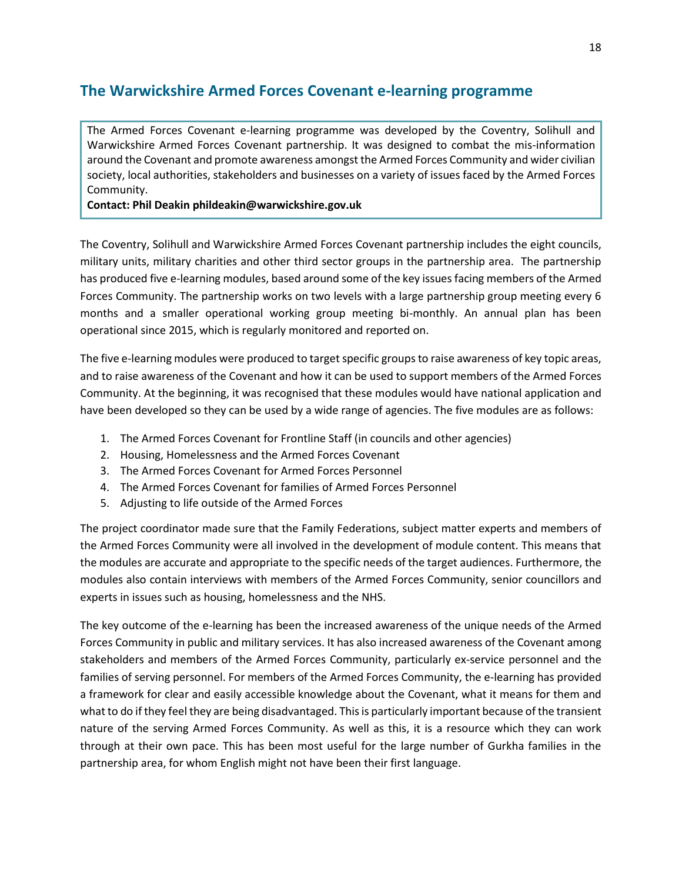## The Warwickshire Armed Forces Covenant e-learning programme

> The Armed Forces Covenant e-learning programme was developed by the Coventry, Solihull and Warwickshire Armed Forces Covenant partnership. It was designed to combat the mis-information around the Covenant and promote awareness amongst the Armed Forces Community and wider civilian society, local authorities, stakeholders and businesses on a variety of issues faced by the Armed Forces Community.
> **Contact: Phil Deakin phildeakin@warwickshire.gov.uk**

The Coventry, Solihull and Warwickshire Armed Forces Covenant partnership includes the eight councils, military units, military charities and other third sector groups in the partnership area. The partnership has produced five e-learning modules, based around some of the key issues facing members of the Armed Forces Community. The partnership works on two levels with a large partnership group meeting every 6 months and a smaller operational working group meeting bi-monthly. An annual plan has been operational since 2015, which is regularly monitored and reported on.

The five e-learning modules were produced to target specific groups to raise awareness of key topic areas, and to raise awareness of the Covenant and how it can be used to support members of the Armed Forces Community. At the beginning, it was recognised that these modules would have national application and have been developed so they can be used by a wide range of agencies. The five modules are as follows:

1. The Armed Forces Covenant for Frontline Staff (in councils and other agencies)
2. Housing, Homelessness and the Armed Forces Covenant
3. The Armed Forces Covenant for Armed Forces Personnel
4. The Armed Forces Covenant for families of Armed Forces Personnel
5. Adjusting to life outside of the Armed Forces

The project coordinator made sure that the Family Federations, subject matter experts and members of the Armed Forces Community were all involved in the development of module content. This means that the modules are accurate and appropriate to the specific needs of the target audiences. Furthermore, the modules also contain interviews with members of the Armed Forces Community, senior councillors and experts in issues such as housing, homelessness and the NHS.

The key outcome of the e-learning has been the increased awareness of the unique needs of the Armed Forces Community in public and military services. It has also increased awareness of the Covenant among stakeholders and members of the Armed Forces Community, particularly ex-service personnel and the families of serving personnel. For members of the Armed Forces Community, the e-learning has provided a framework for clear and easily accessible knowledge about the Covenant, what it means for them and what to do if they feel they are being disadvantaged. This is particularly important because of the transient nature of the serving Armed Forces Community. As well as this, it is a resource which they can work through at their own pace. This has been most useful for the large number of Gurkha families in the partnership area, for whom English might not have been their first language.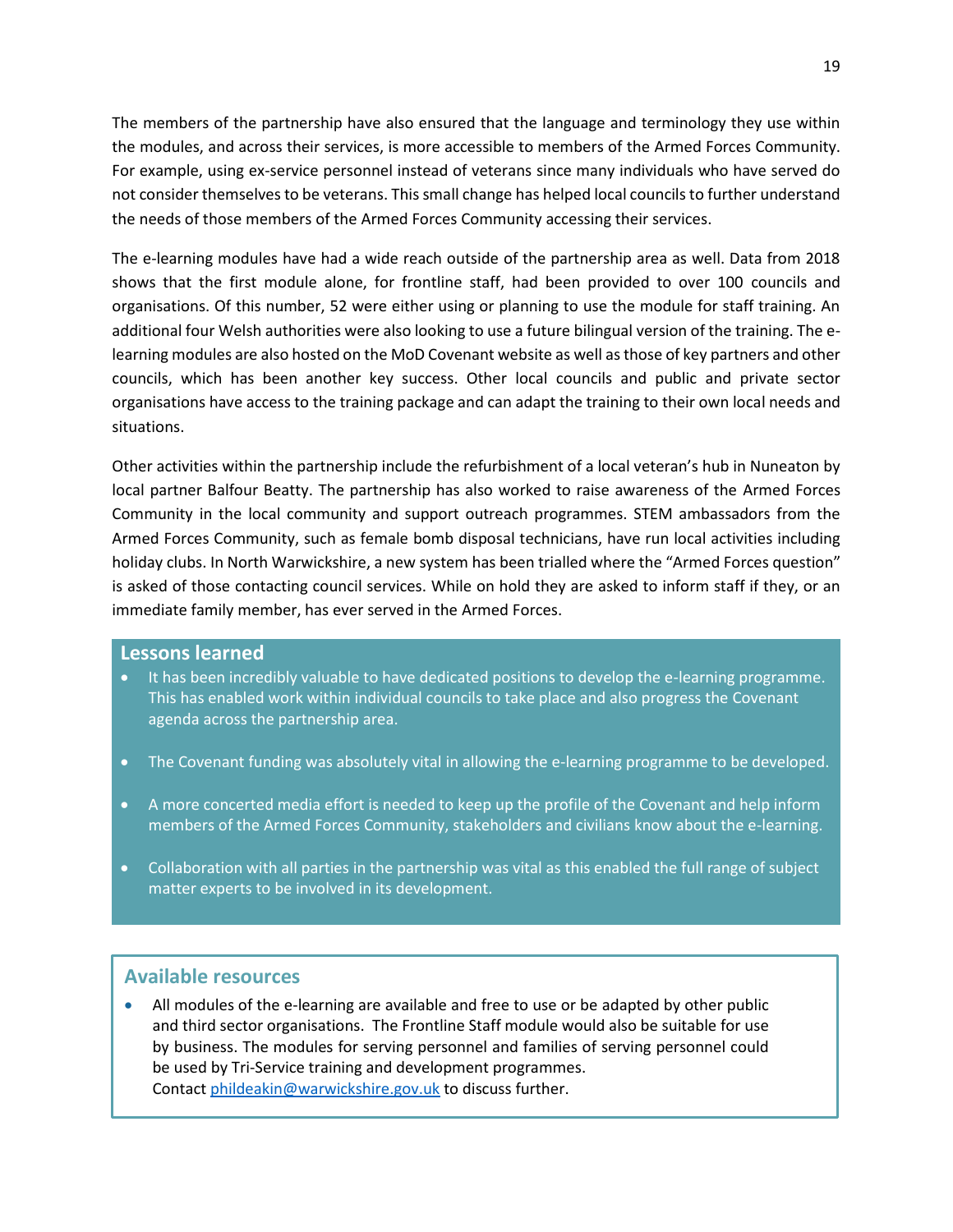The members of the partnership have also ensured that the language and terminology they use within the modules, and across their services, is more accessible to members of the Armed Forces Community. For example, using ex-service personnel instead of veterans since many individuals who have served do not consider themselves to be veterans. This small change has helped local councils to further understand the needs of those members of the Armed Forces Community accessing their services.

The e-learning modules have had a wide reach outside of the partnership area as well. Data from 2018 shows that the first module alone, for frontline staff, had been provided to over 100 councils and organisations. Of this number, 52 were either using or planning to use the module for staff training. An additional four Welsh authorities were also looking to use a future bilingual version of the training. The e-learning modules are also hosted on the MoD Covenant website as well as those of key partners and other councils, which has been another key success. Other local councils and public and private sector organisations have access to the training package and can adapt the training to their own local needs and situations.

Other activities within the partnership include the refurbishment of a local veteran's hub in Nuneaton by local partner Balfour Beatty. The partnership has also worked to raise awareness of the Armed Forces Community in the local community and support outreach programmes. STEM ambassadors from the Armed Forces Community, such as female bomb disposal technicians, have run local activities including holiday clubs. In North Warwickshire, a new system has been trialled where the "Armed Forces question" is asked of those contacting council services. While on hold they are asked to inform staff if they, or an immediate family member, has ever served in the Armed Forces.

### Lessons learned

- It has been incredibly valuable to have dedicated positions to develop the e-learning programme. This has enabled work within individual councils to take place and also progress the Covenant agenda across the partnership area.
- The Covenant funding was absolutely vital in allowing the e-learning programme to be developed.
- A more concerted media effort is needed to keep up the profile of the Covenant and help inform members of the Armed Forces Community, stakeholders and civilians know about the e-learning.
- Collaboration with all parties in the partnership was vital as this enabled the full range of subject matter experts to be involved in its development.

### Available resources

- All modules of the e-learning are available and free to use or be adapted by other public and third sector organisations. The Frontline Staff module would also be suitable for use by business. The modules for serving personnel and families of serving personnel could be used by Tri-Service training and development programmes.
  Contact phildeakin@warwickshire.gov.uk to discuss further.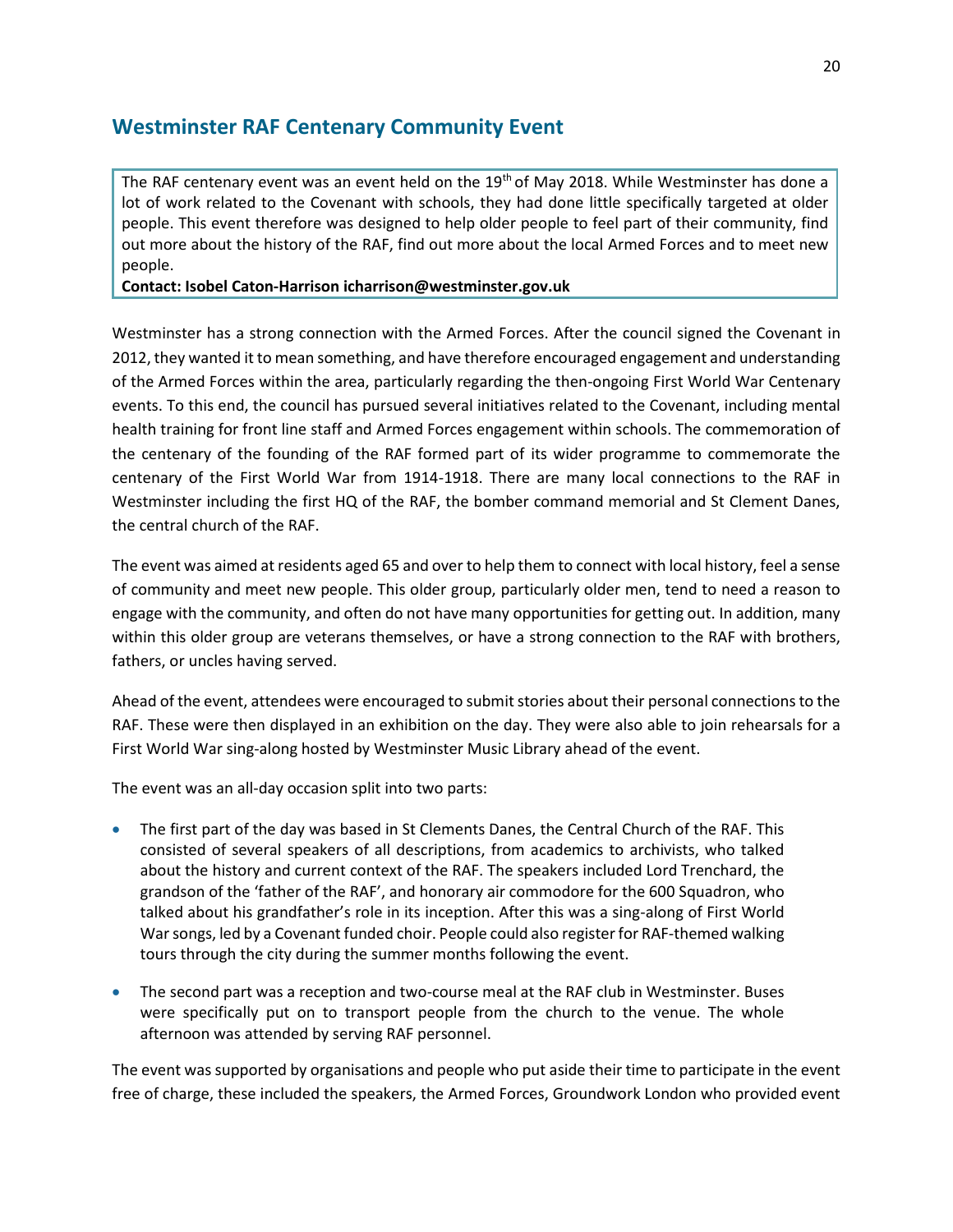## Westminster RAF Centenary Community Event

> The RAF centenary event was an event held on the 19th of May 2018. While Westminster has done a lot of work related to the Covenant with schools, they had done little specifically targeted at older people. This event therefore was designed to help older people to feel part of their community, find out more about the history of the RAF, find out more about the local Armed Forces and to meet new people.
>
> **Contact: Isobel Caton-Harrison icharrison@westminster.gov.uk**

Westminster has a strong connection with the Armed Forces. After the council signed the Covenant in 2012, they wanted it to mean something, and have therefore encouraged engagement and understanding of the Armed Forces within the area, particularly regarding the then-ongoing First World War Centenary events. To this end, the council has pursued several initiatives related to the Covenant, including mental health training for front line staff and Armed Forces engagement within schools. The commemoration of the centenary of the founding of the RAF formed part of its wider programme to commemorate the centenary of the First World War from 1914-1918. There are many local connections to the RAF in Westminster including the first HQ of the RAF, the bomber command memorial and St Clement Danes, the central church of the RAF.

The event was aimed at residents aged 65 and over to help them to connect with local history, feel a sense of community and meet new people. This older group, particularly older men, tend to need a reason to engage with the community, and often do not have many opportunities for getting out. In addition, many within this older group are veterans themselves, or have a strong connection to the RAF with brothers, fathers, or uncles having served.

Ahead of the event, attendees were encouraged to submit stories about their personal connections to the RAF. These were then displayed in an exhibition on the day. They were also able to join rehearsals for a First World War sing-along hosted by Westminster Music Library ahead of the event.

The event was an all-day occasion split into two parts:

- The first part of the day was based in St Clements Danes, the Central Church of the RAF. This consisted of several speakers of all descriptions, from academics to archivists, who talked about the history and current context of the RAF. The speakers included Lord Trenchard, the grandson of the 'father of the RAF', and honorary air commodore for the 600 Squadron, who talked about his grandfather's role in its inception. After this was a sing-along of First World War songs, led by a Covenant funded choir. People could also register for RAF-themed walking tours through the city during the summer months following the event.
- The second part was a reception and two-course meal at the RAF club in Westminster. Buses were specifically put on to transport people from the church to the venue. The whole afternoon was attended by serving RAF personnel.

The event was supported by organisations and people who put aside their time to participate in the event free of charge, these included the speakers, the Armed Forces, Groundwork London who provided event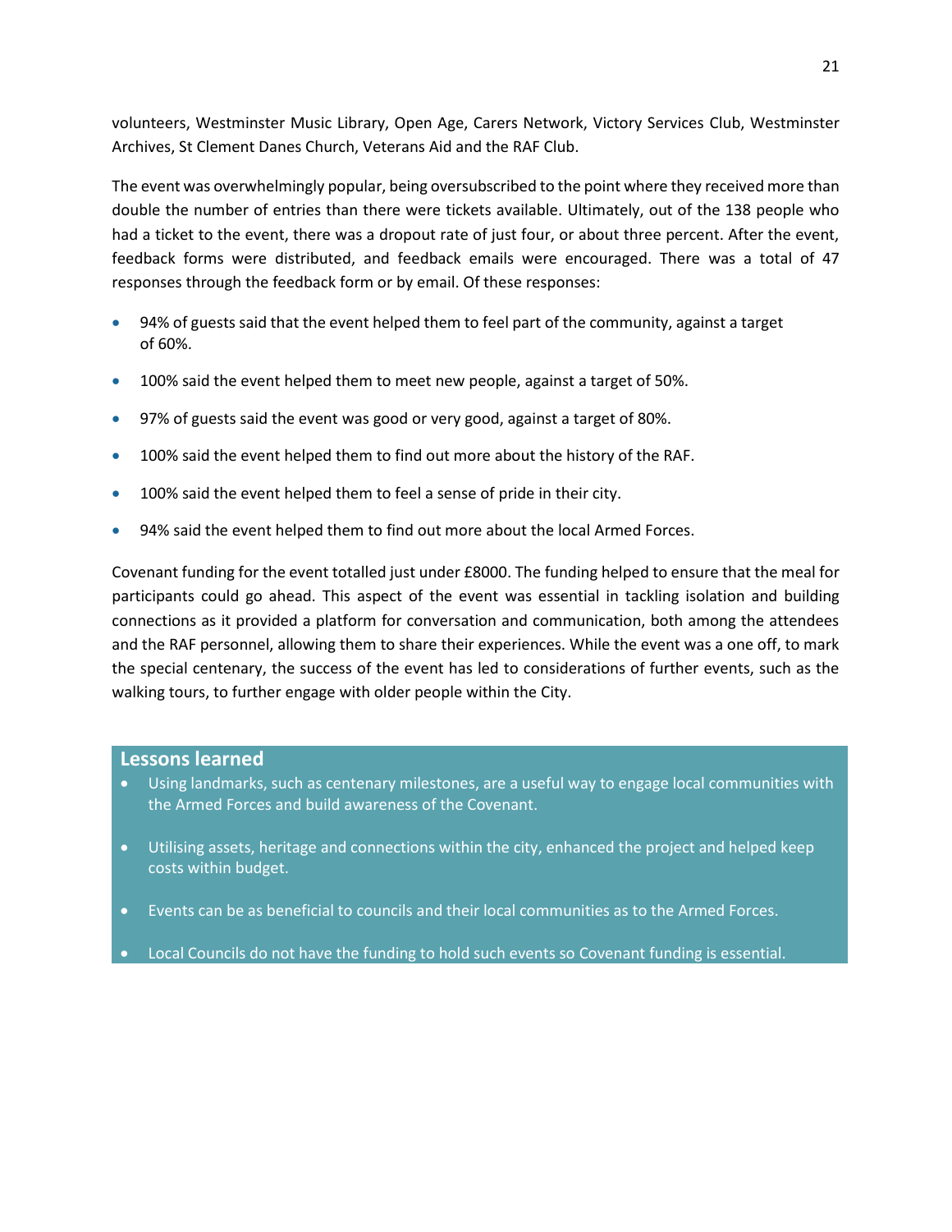volunteers, Westminster Music Library, Open Age, Carers Network, Victory Services Club, Westminster Archives, St Clement Danes Church, Veterans Aid and the RAF Club.

The event was overwhelmingly popular, being oversubscribed to the point where they received more than double the number of entries than there were tickets available. Ultimately, out of the 138 people who had a ticket to the event, there was a dropout rate of just four, or about three percent. After the event, feedback forms were distributed, and feedback emails were encouraged. There was a total of 47 responses through the feedback form or by email. Of these responses:

- 94% of guests said that the event helped them to feel part of the community, against a target of 60%.
- 100% said the event helped them to meet new people, against a target of 50%.
- 97% of guests said the event was good or very good, against a target of 80%.
- 100% said the event helped them to find out more about the history of the RAF.
- 100% said the event helped them to feel a sense of pride in their city.
- 94% said the event helped them to find out more about the local Armed Forces.

Covenant funding for the event totalled just under £8000. The funding helped to ensure that the meal for participants could go ahead. This aspect of the event was essential in tackling isolation and building connections as it provided a platform for conversation and communication, both among the attendees and the RAF personnel, allowing them to share their experiences. While the event was a one off, to mark the special centenary, the success of the event has led to considerations of further events, such as the walking tours, to further engage with older people within the City.

## Lessons learned

- Using landmarks, such as centenary milestones, are a useful way to engage local communities with the Armed Forces and build awareness of the Covenant.
- Utilising assets, heritage and connections within the city, enhanced the project and helped keep costs within budget.
- Events can be as beneficial to councils and their local communities as to the Armed Forces.
- Local Councils do not have the funding to hold such events so Covenant funding is essential.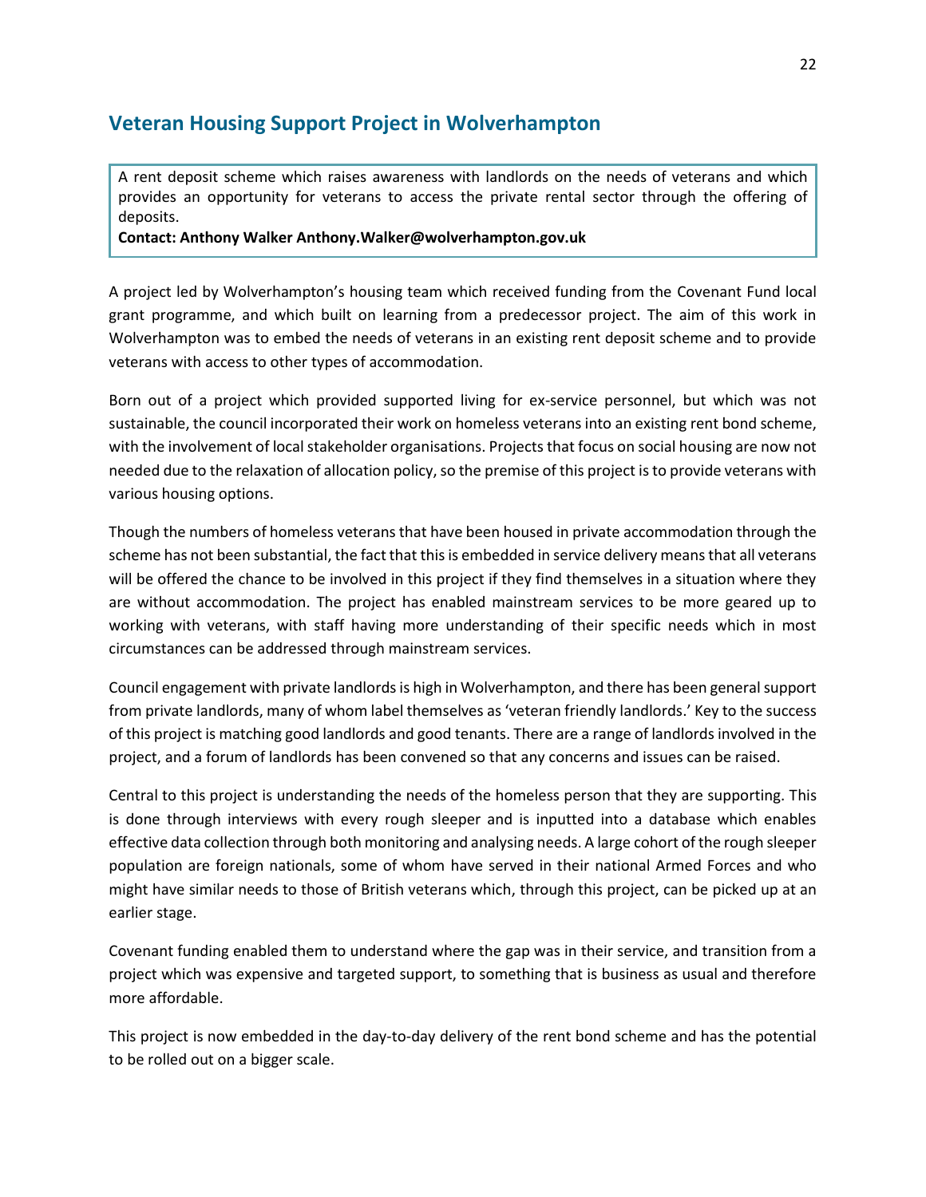## Veteran Housing Support Project in Wolverhampton

A rent deposit scheme which raises awareness with landlords on the needs of veterans and which provides an opportunity for veterans to access the private rental sector through the offering of deposits.
**Contact: Anthony Walker Anthony.Walker@wolverhampton.gov.uk**

A project led by Wolverhampton's housing team which received funding from the Covenant Fund local grant programme, and which built on learning from a predecessor project. The aim of this work in Wolverhampton was to embed the needs of veterans in an existing rent deposit scheme and to provide veterans with access to other types of accommodation.

Born out of a project which provided supported living for ex-service personnel, but which was not sustainable, the council incorporated their work on homeless veterans into an existing rent bond scheme, with the involvement of local stakeholder organisations. Projects that focus on social housing are now not needed due to the relaxation of allocation policy, so the premise of this project is to provide veterans with various housing options.

Though the numbers of homeless veterans that have been housed in private accommodation through the scheme has not been substantial, the fact that this is embedded in service delivery means that all veterans will be offered the chance to be involved in this project if they find themselves in a situation where they are without accommodation. The project has enabled mainstream services to be more geared up to working with veterans, with staff having more understanding of their specific needs which in most circumstances can be addressed through mainstream services.

Council engagement with private landlords is high in Wolverhampton, and there has been general support from private landlords, many of whom label themselves as 'veteran friendly landlords.' Key to the success of this project is matching good landlords and good tenants. There are a range of landlords involved in the project, and a forum of landlords has been convened so that any concerns and issues can be raised.

Central to this project is understanding the needs of the homeless person that they are supporting. This is done through interviews with every rough sleeper and is inputted into a database which enables effective data collection through both monitoring and analysing needs. A large cohort of the rough sleeper population are foreign nationals, some of whom have served in their national Armed Forces and who might have similar needs to those of British veterans which, through this project, can be picked up at an earlier stage.

Covenant funding enabled them to understand where the gap was in their service, and transition from a project which was expensive and targeted support, to something that is business as usual and therefore more affordable.

This project is now embedded in the day-to-day delivery of the rent bond scheme and has the potential to be rolled out on a bigger scale.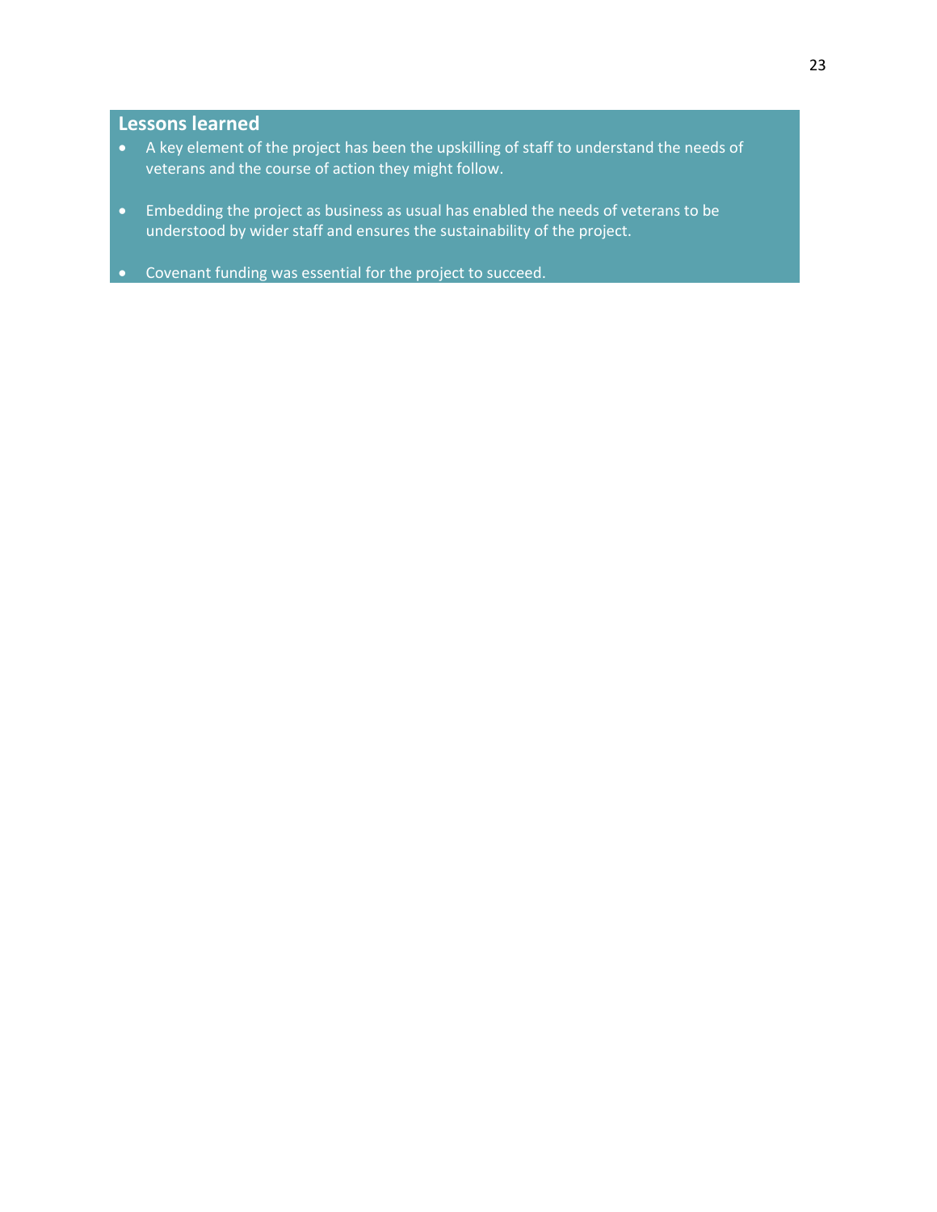## Lessons learned

- A key element of the project has been the upskilling of staff to understand the needs of veterans and the course of action they might follow.
- Embedding the project as business as usual has enabled the needs of veterans to be understood by wider staff and ensures the sustainability of the project.
- Covenant funding was essential for the project to succeed.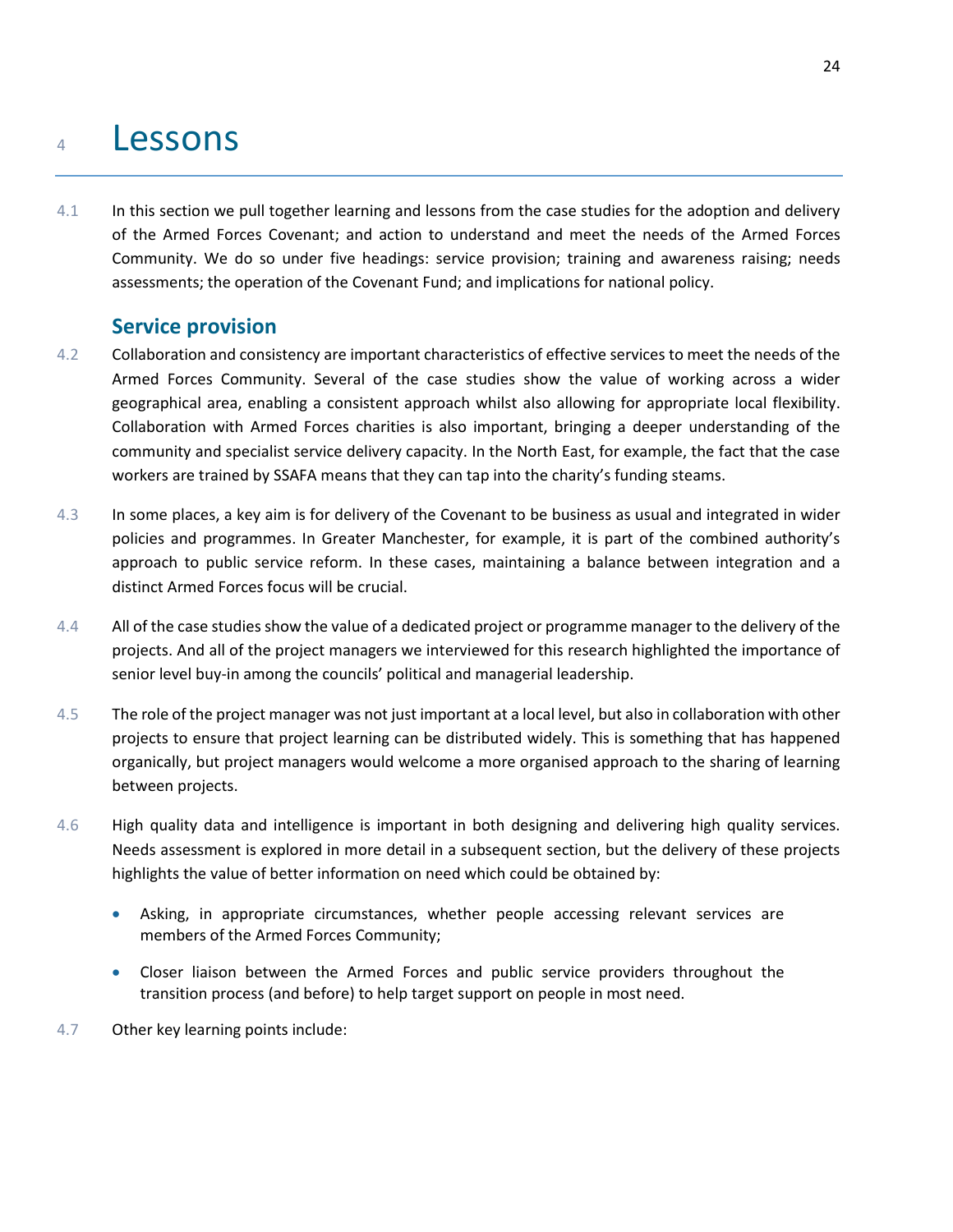# 4 Lessons

4.1 In this section we pull together learning and lessons from the case studies for the adoption and delivery of the Armed Forces Covenant; and action to understand and meet the needs of the Armed Forces Community. We do so under five headings: service provision; training and awareness raising; needs assessments; the operation of the Covenant Fund; and implications for national policy.

## Service provision

4.2 Collaboration and consistency are important characteristics of effective services to meet the needs of the Armed Forces Community. Several of the case studies show the value of working across a wider geographical area, enabling a consistent approach whilst also allowing for appropriate local flexibility. Collaboration with Armed Forces charities is also important, bringing a deeper understanding of the community and specialist service delivery capacity. In the North East, for example, the fact that the case workers are trained by SSAFA means that they can tap into the charity's funding steams.

4.3 In some places, a key aim is for delivery of the Covenant to be business as usual and integrated in wider policies and programmes. In Greater Manchester, for example, it is part of the combined authority's approach to public service reform. In these cases, maintaining a balance between integration and a distinct Armed Forces focus will be crucial.

4.4 All of the case studies show the value of a dedicated project or programme manager to the delivery of the projects. And all of the project managers we interviewed for this research highlighted the importance of senior level buy-in among the councils' political and managerial leadership.

4.5 The role of the project manager was not just important at a local level, but also in collaboration with other projects to ensure that project learning can be distributed widely. This is something that has happened organically, but project managers would welcome a more organised approach to the sharing of learning between projects.

4.6 High quality data and intelligence is important in both designing and delivering high quality services. Needs assessment is explored in more detail in a subsequent section, but the delivery of these projects highlights the value of better information on need which could be obtained by:

- Asking, in appropriate circumstances, whether people accessing relevant services are members of the Armed Forces Community;
- Closer liaison between the Armed Forces and public service providers throughout the transition process (and before) to help target support on people in most need.

4.7 Other key learning points include: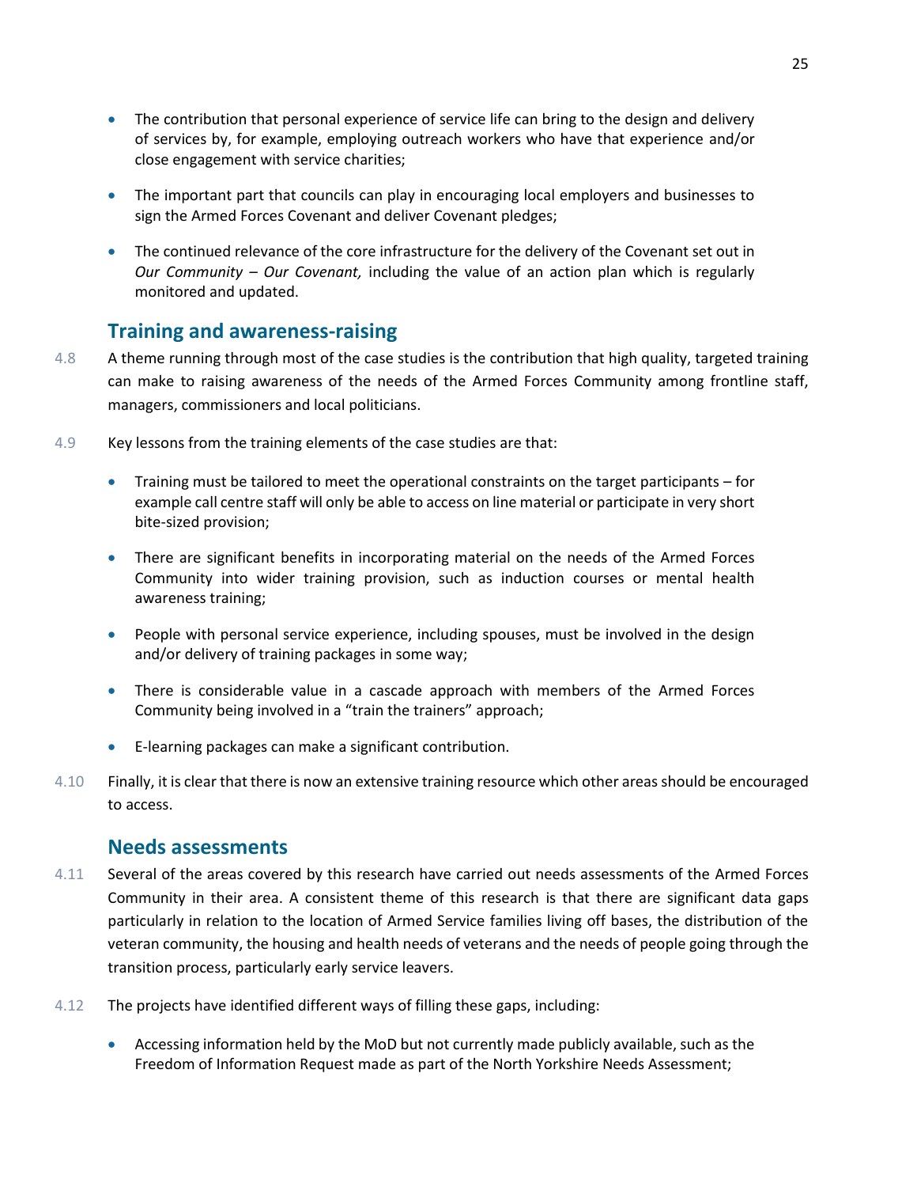- The contribution that personal experience of service life can bring to the design and delivery of services by, for example, employing outreach workers who have that experience and/or close engagement with service charities;
- The important part that councils can play in encouraging local employers and businesses to sign the Armed Forces Covenant and deliver Covenant pledges;
- The continued relevance of the core infrastructure for the delivery of the Covenant set out in *Our Community – Our Covenant,* including the value of an action plan which is regularly monitored and updated.

## Training and awareness-raising

4.8 A theme running through most of the case studies is the contribution that high quality, targeted training can make to raising awareness of the needs of the Armed Forces Community among frontline staff, managers, commissioners and local politicians.

4.9 Key lessons from the training elements of the case studies are that:

- Training must be tailored to meet the operational constraints on the target participants – for example call centre staff will only be able to access on line material or participate in very short bite-sized provision;
- There are significant benefits in incorporating material on the needs of the Armed Forces Community into wider training provision, such as induction courses or mental health awareness training;
- People with personal service experience, including spouses, must be involved in the design and/or delivery of training packages in some way;
- There is considerable value in a cascade approach with members of the Armed Forces Community being involved in a "train the trainers" approach;
- E-learning packages can make a significant contribution.

4.10 Finally, it is clear that there is now an extensive training resource which other areas should be encouraged to access.

## Needs assessments

4.11 Several of the areas covered by this research have carried out needs assessments of the Armed Forces Community in their area. A consistent theme of this research is that there are significant data gaps particularly in relation to the location of Armed Service families living off bases, the distribution of the veteran community, the housing and health needs of veterans and the needs of people going through the transition process, particularly early service leavers.

4.12 The projects have identified different ways of filling these gaps, including:

- Accessing information held by the MoD but not currently made publicly available, such as the Freedom of Information Request made as part of the North Yorkshire Needs Assessment;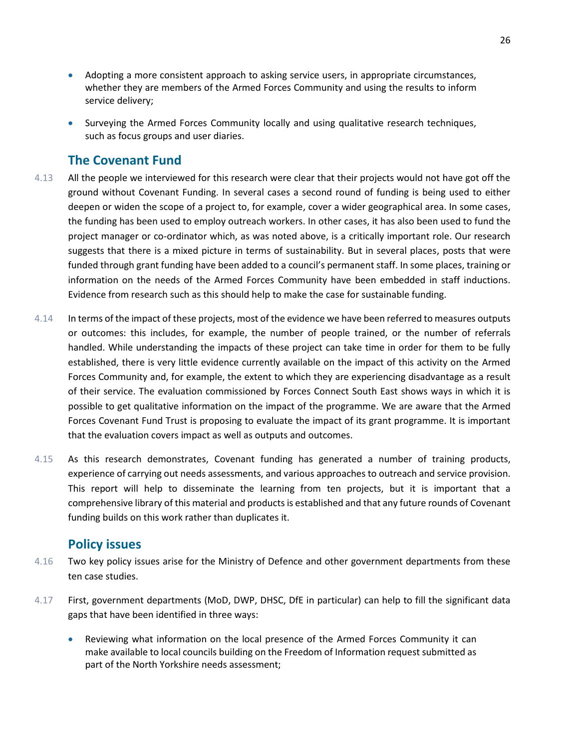- Adopting a more consistent approach to asking service users, in appropriate circumstances, whether they are members of the Armed Forces Community and using the results to inform service delivery;
- Surveying the Armed Forces Community locally and using qualitative research techniques, such as focus groups and user diaries.

## The Covenant Fund

4.13 All the people we interviewed for this research were clear that their projects would not have got off the ground without Covenant Funding. In several cases a second round of funding is being used to either deepen or widen the scope of a project to, for example, cover a wider geographical area. In some cases, the funding has been used to employ outreach workers. In other cases, it has also been used to fund the project manager or co-ordinator which, as was noted above, is a critically important role. Our research suggests that there is a mixed picture in terms of sustainability. But in several places, posts that were funded through grant funding have been added to a council's permanent staff. In some places, training or information on the needs of the Armed Forces Community have been embedded in staff inductions. Evidence from research such as this should help to make the case for sustainable funding.

4.14 In terms of the impact of these projects, most of the evidence we have been referred to measures outputs or outcomes: this includes, for example, the number of people trained, or the number of referrals handled. While understanding the impacts of these project can take time in order for them to be fully established, there is very little evidence currently available on the impact of this activity on the Armed Forces Community and, for example, the extent to which they are experiencing disadvantage as a result of their service. The evaluation commissioned by Forces Connect South East shows ways in which it is possible to get qualitative information on the impact of the programme. We are aware that the Armed Forces Covenant Fund Trust is proposing to evaluate the impact of its grant programme. It is important that the evaluation covers impact as well as outputs and outcomes.

4.15 As this research demonstrates, Covenant funding has generated a number of training products, experience of carrying out needs assessments, and various approaches to outreach and service provision. This report will help to disseminate the learning from ten projects, but it is important that a comprehensive library of this material and products is established and that any future rounds of Covenant funding builds on this work rather than duplicates it.

## Policy issues

4.16 Two key policy issues arise for the Ministry of Defence and other government departments from these ten case studies.

4.17 First, government departments (MoD, DWP, DHSC, DfE in particular) can help to fill the significant data gaps that have been identified in three ways:

- Reviewing what information on the local presence of the Armed Forces Community it can make available to local councils building on the Freedom of Information request submitted as part of the North Yorkshire needs assessment;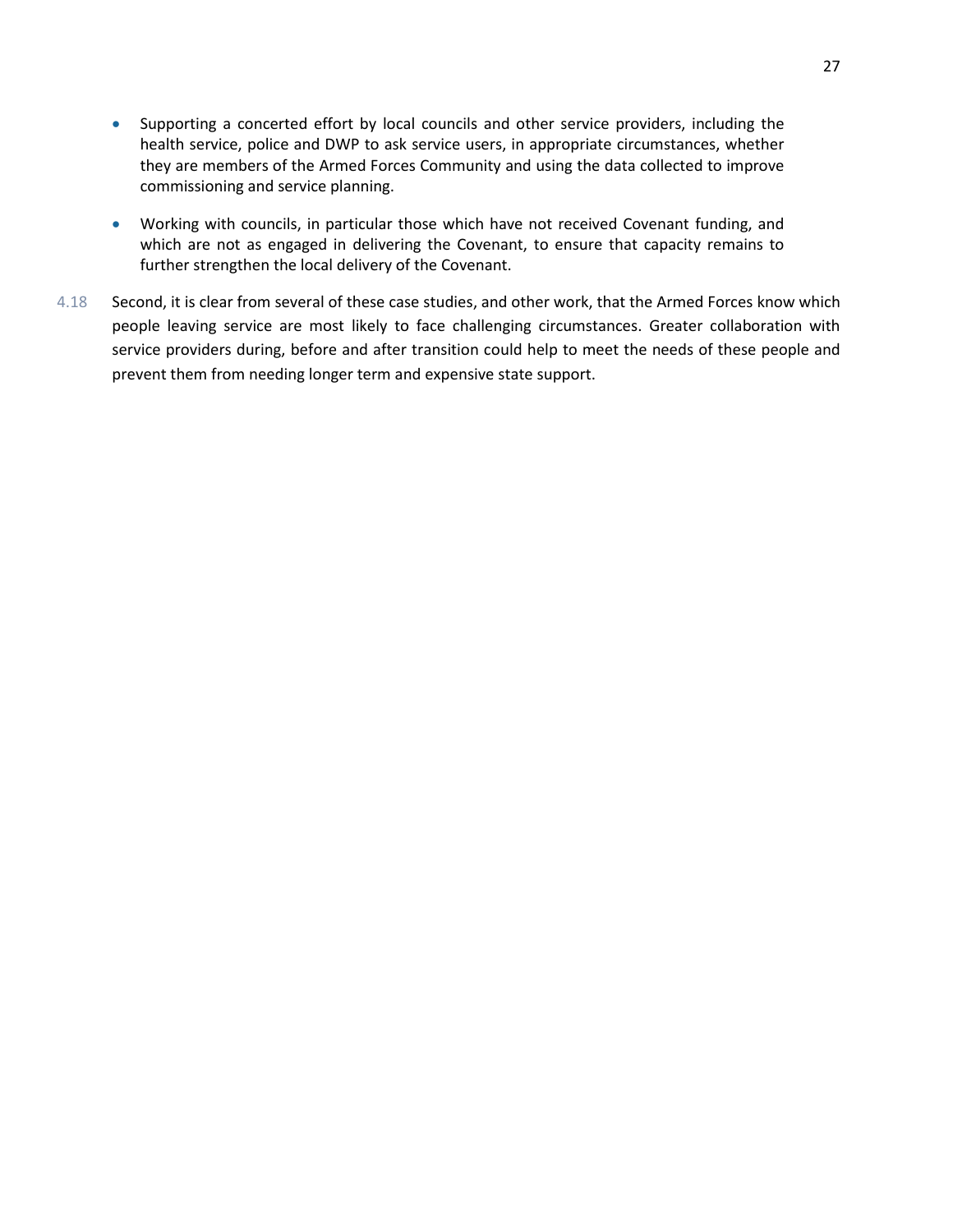- Supporting a concerted effort by local councils and other service providers, including the health service, police and DWP to ask service users, in appropriate circumstances, whether they are members of the Armed Forces Community and using the data collected to improve commissioning and service planning.

- Working with councils, in particular those which have not received Covenant funding, and which are not as engaged in delivering the Covenant, to ensure that capacity remains to further strengthen the local delivery of the Covenant.

4.18 Second, it is clear from several of these case studies, and other work, that the Armed Forces know which people leaving service are most likely to face challenging circumstances. Greater collaboration with service providers during, before and after transition could help to meet the needs of these people and prevent them from needing longer term and expensive state support.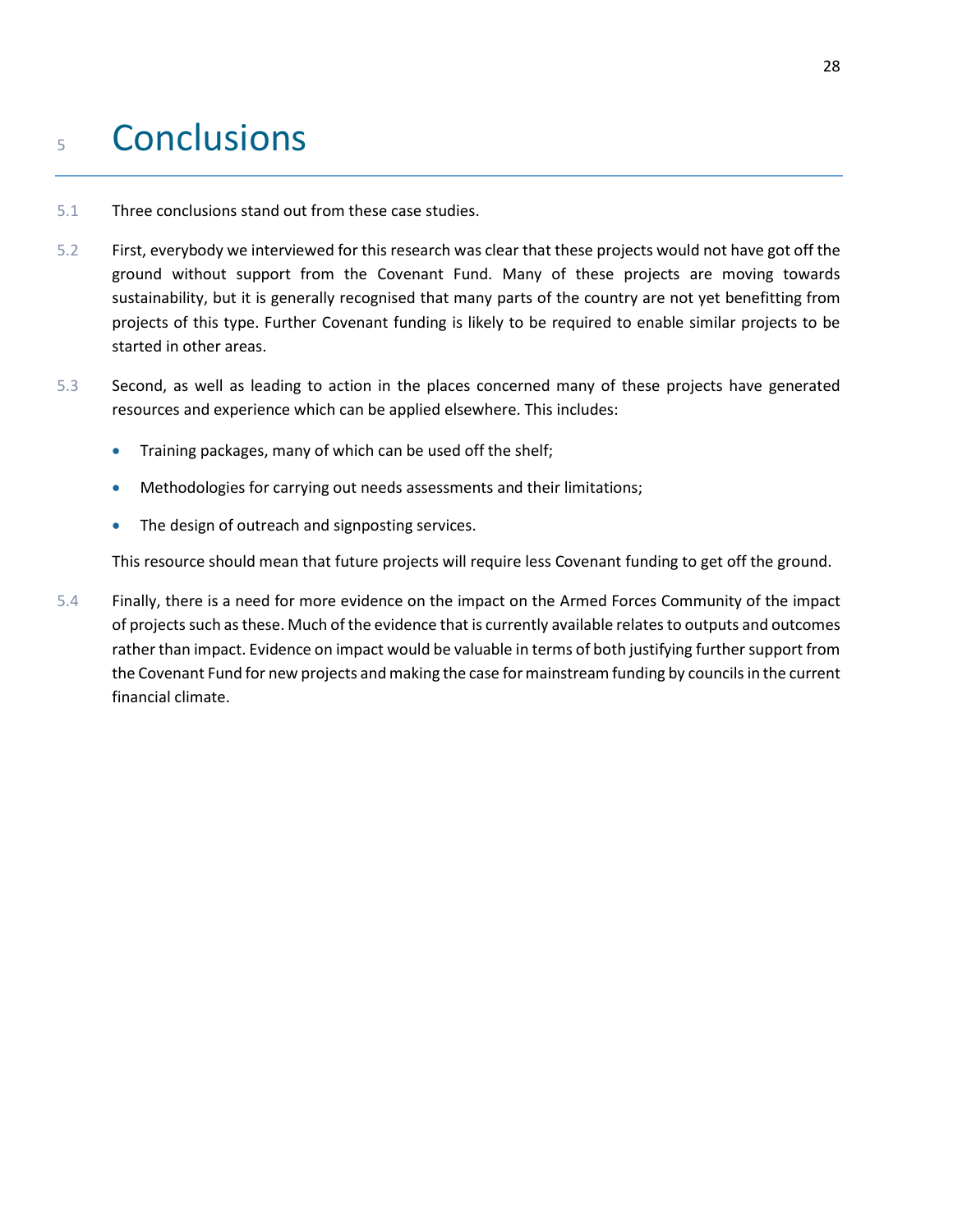# 5 Conclusions

5.1 Three conclusions stand out from these case studies.

5.2 First, everybody we interviewed for this research was clear that these projects would not have got off the ground without support from the Covenant Fund. Many of these projects are moving towards sustainability, but it is generally recognised that many parts of the country are not yet benefitting from projects of this type. Further Covenant funding is likely to be required to enable similar projects to be started in other areas.

5.3 Second, as well as leading to action in the places concerned many of these projects have generated resources and experience which can be applied elsewhere. This includes:

- Training packages, many of which can be used off the shelf;
- Methodologies for carrying out needs assessments and their limitations;
- The design of outreach and signposting services.

This resource should mean that future projects will require less Covenant funding to get off the ground.

5.4 Finally, there is a need for more evidence on the impact on the Armed Forces Community of the impact of projects such as these. Much of the evidence that is currently available relates to outputs and outcomes rather than impact. Evidence on impact would be valuable in terms of both justifying further support from the Covenant Fund for new projects and making the case for mainstream funding by councils in the current financial climate.